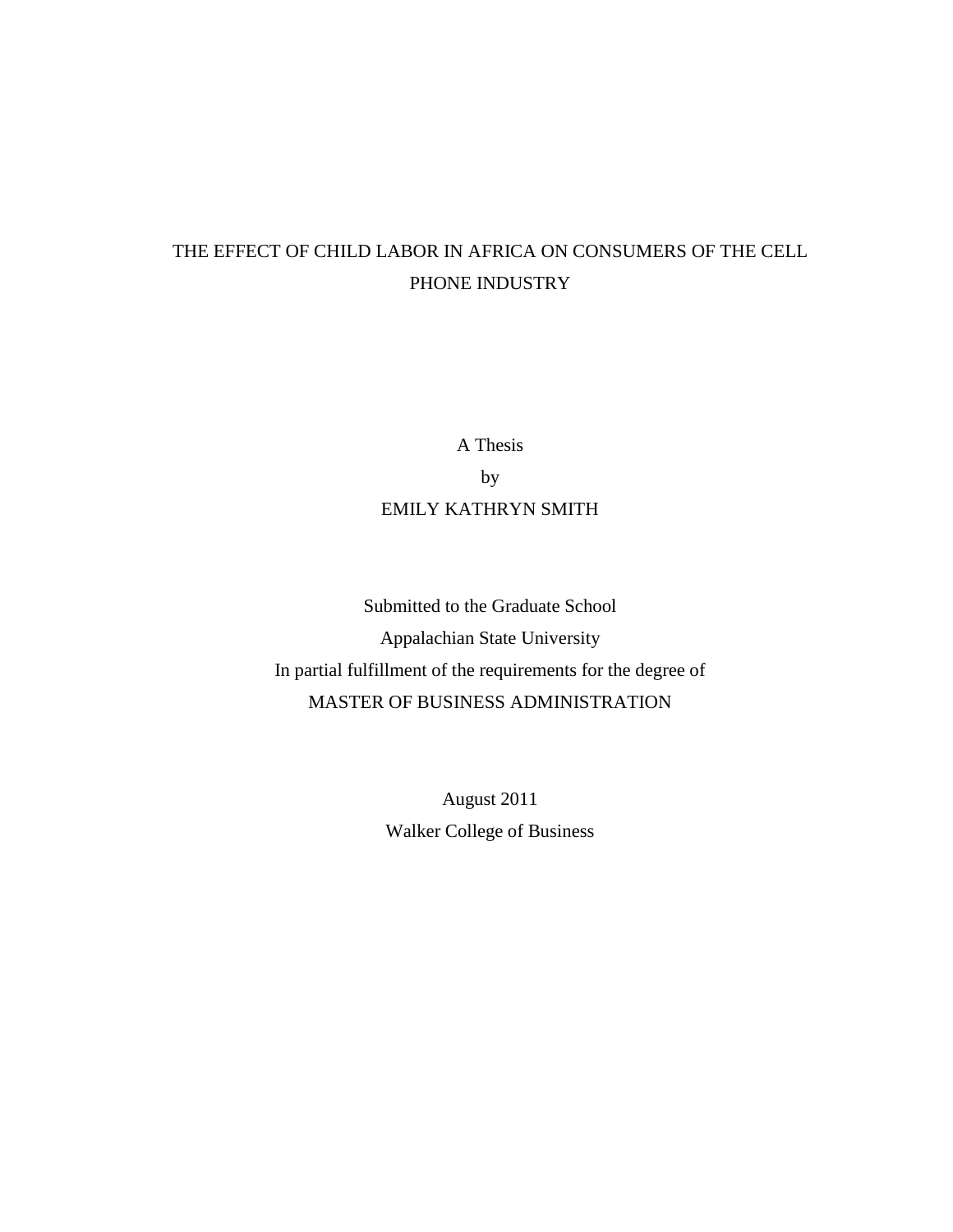# THE EFFECT OF CHILD LABOR IN AFRICA ON CONSUMERS OF THE CELL PHONE INDUSTRY

A Thesis

by

EMILY KATHRYN SMITH

Submitted to the Graduate School

Appalachian State University

In partial fulfillment of the requirements for the degree of

MASTER OF BUSINESS ADMINISTRATION

August 2011

Walker College of Business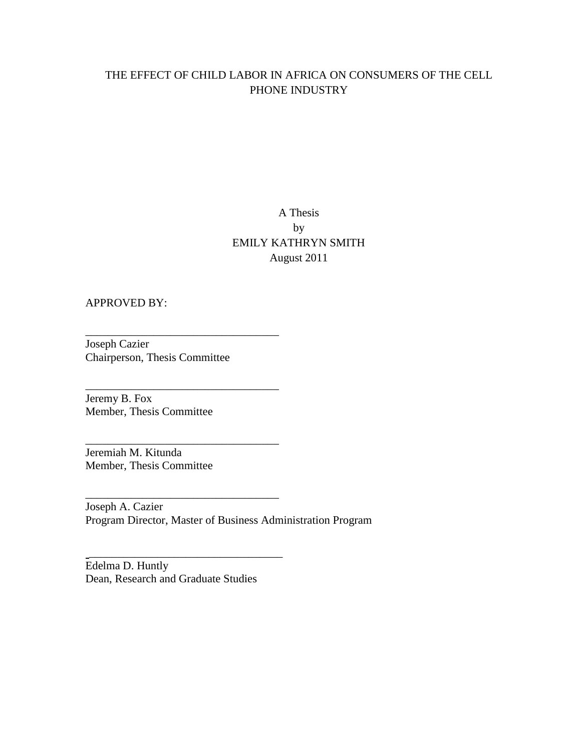THE EFFECT OF CHILD LABOR IN AFRICA ON CONSUMERS OF THE CELL PHONE INDUSTRY

A Thesis
by
EMILY KATHRYN SMITH
August 2011

APPROVED BY:

__________________________________
Joseph Cazier
Chairperson, Thesis Committee

__________________________________
Jeremy B. Fox
Member, Thesis Committee

__________________________________
Jeremiah M. Kitunda
Member, Thesis Committee

__________________________________
Joseph A. Cazier
Program Director, Master of Business Administration Program

__________________________________
Edelma D. Huntly
Dean, Research and Graduate Studies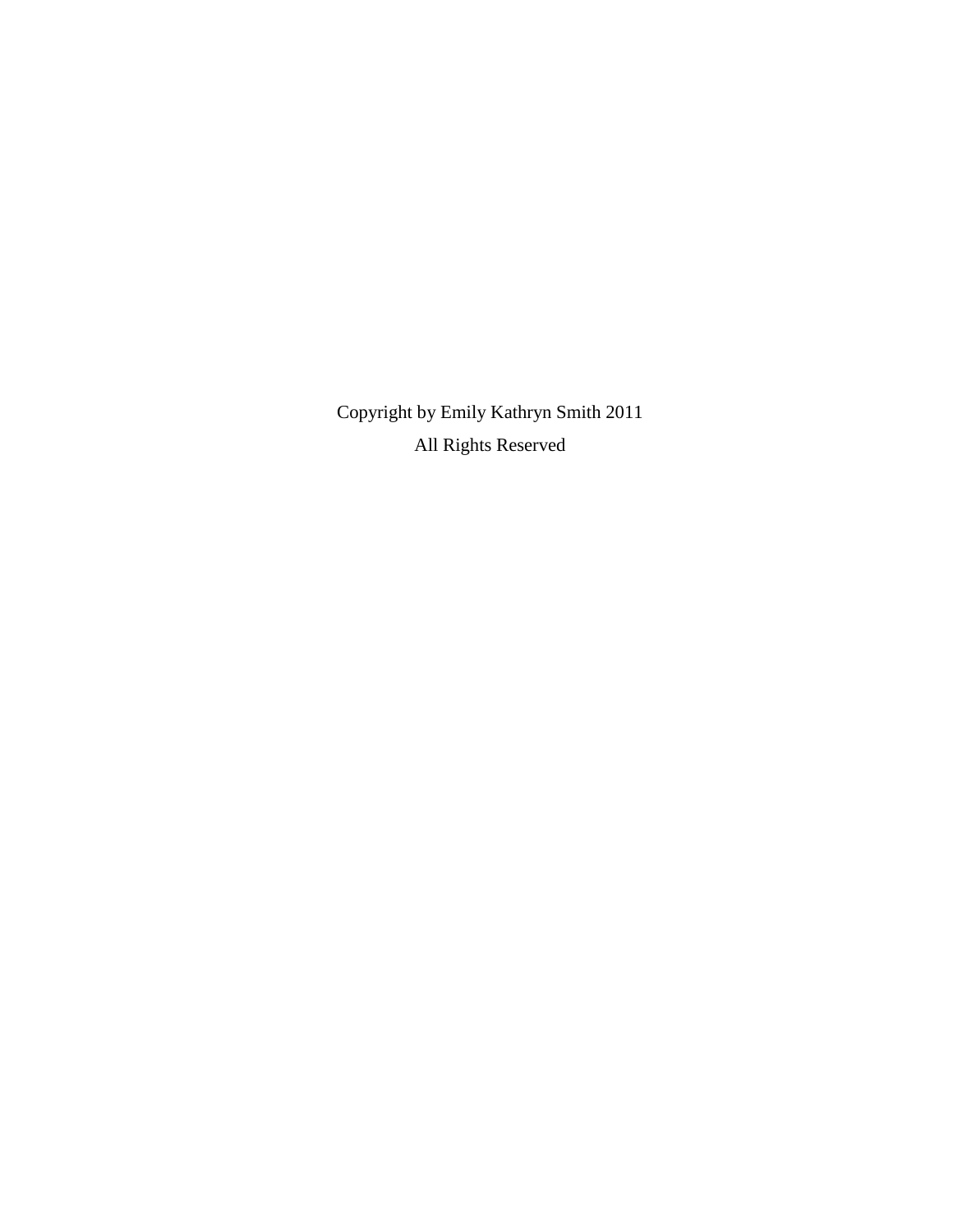Copyright by Emily Kathryn Smith 2011

All Rights Reserved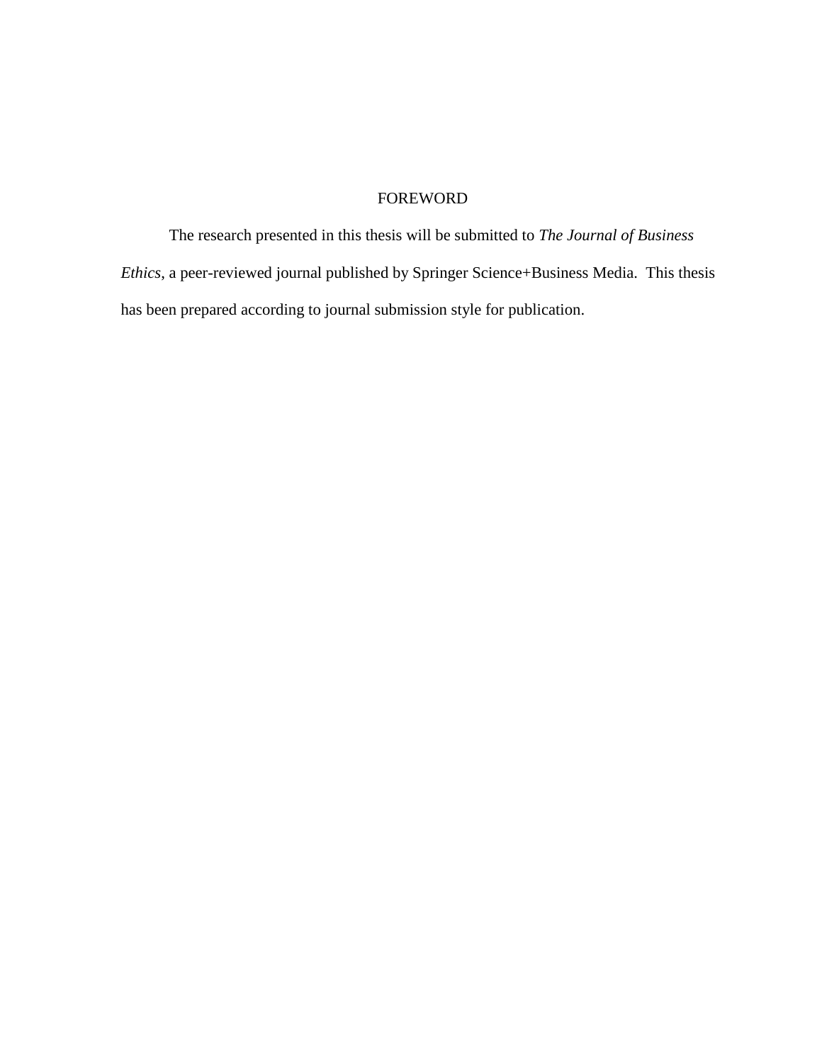# FOREWORD

The research presented in this thesis will be submitted to *The Journal of Business Ethics*, a peer-reviewed journal published by Springer Science+Business Media. This thesis has been prepared according to journal submission style for publication.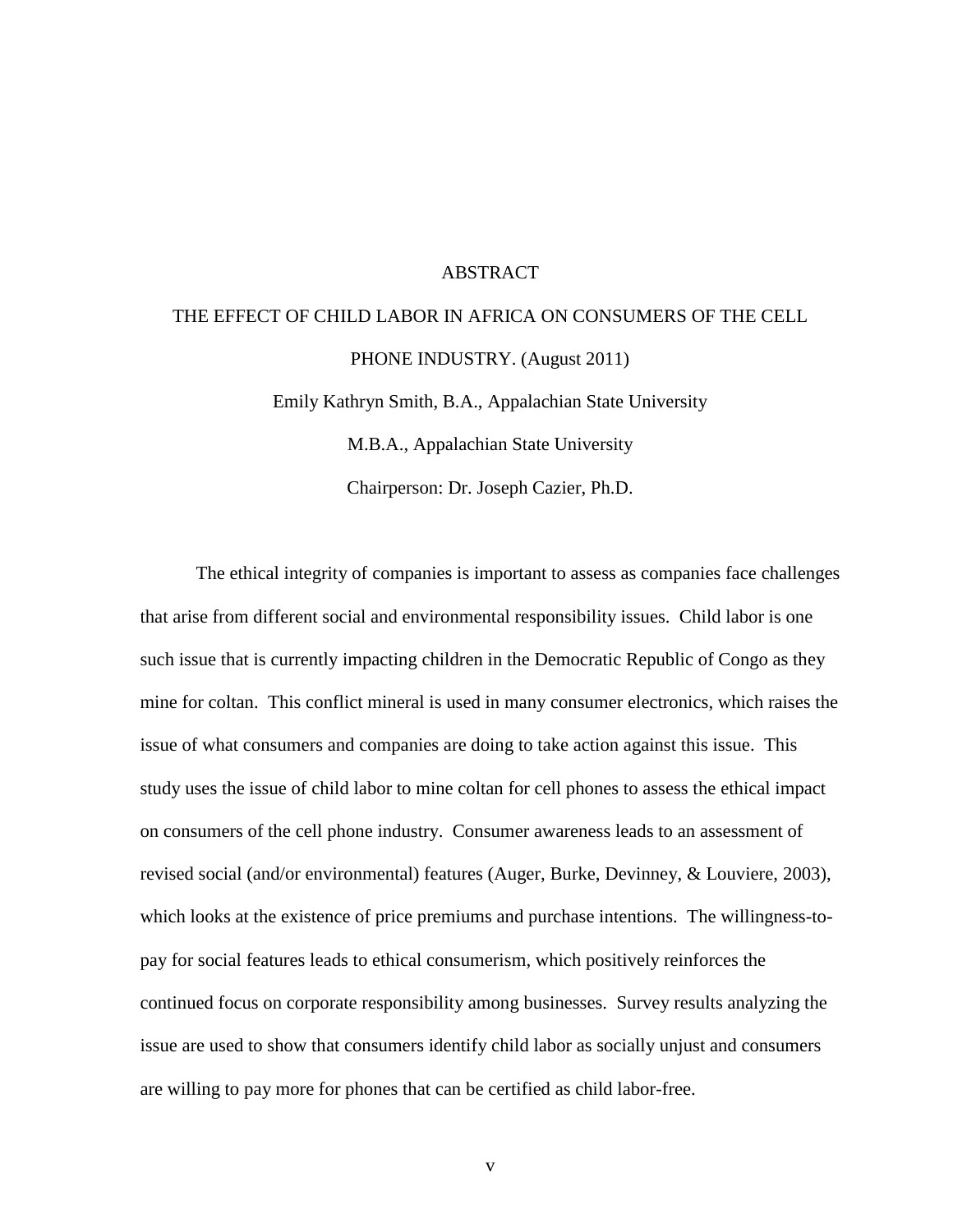# ABSTRACT

THE EFFECT OF CHILD LABOR IN AFRICA ON CONSUMERS OF THE CELL PHONE INDUSTRY. (August 2011)

Emily Kathryn Smith, B.A., Appalachian State University

M.B.A., Appalachian State University

Chairperson: Dr. Joseph Cazier, Ph.D.

The ethical integrity of companies is important to assess as companies face challenges that arise from different social and environmental responsibility issues. Child labor is one such issue that is currently impacting children in the Democratic Republic of Congo as they mine for coltan. This conflict mineral is used in many consumer electronics, which raises the issue of what consumers and companies are doing to take action against this issue. This study uses the issue of child labor to mine coltan for cell phones to assess the ethical impact on consumers of the cell phone industry. Consumer awareness leads to an assessment of revised social (and/or environmental) features (Auger, Burke, Devinney, & Louviere, 2003), which looks at the existence of price premiums and purchase intentions. The willingness-to-pay for social features leads to ethical consumerism, which positively reinforces the continued focus on corporate responsibility among businesses. Survey results analyzing the issue are used to show that consumers identify child labor as socially unjust and consumers are willing to pay more for phones that can be certified as child labor-free.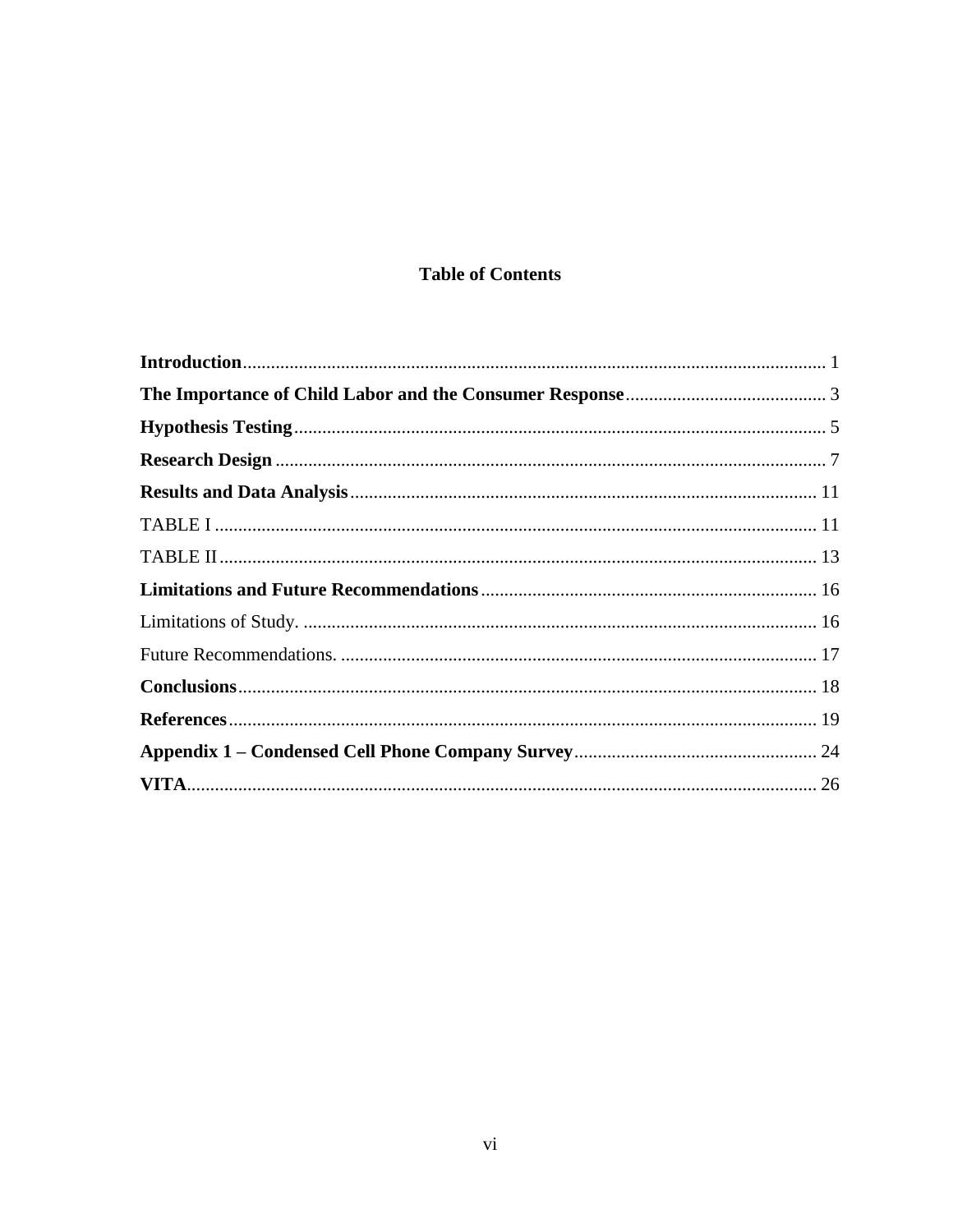## Table of Contents

**Introduction** ........................................................................................................................ 1

**The Importance of Child Labor and the Consumer Response** ........................................... 3

**Hypothesis Testing** ................................................................................................................ 5

**Research Design** .................................................................................................................... 7

**Results and Data Analysis** ................................................................................................... 11

TABLE I ................................................................................................................................ 11

TABLE II ............................................................................................................................... 13

**Limitations and Future Recommendations** ........................................................................ 16

Limitations of Study. ............................................................................................................. 16

Future Recommendations. ..................................................................................................... 17

**Conclusions** ........................................................................................................................... 18

**References** ............................................................................................................................. 19

**Appendix 1 – Condensed Cell Phone Company Survey** .................................................... 24

**VITA** ...................................................................................................................................... 26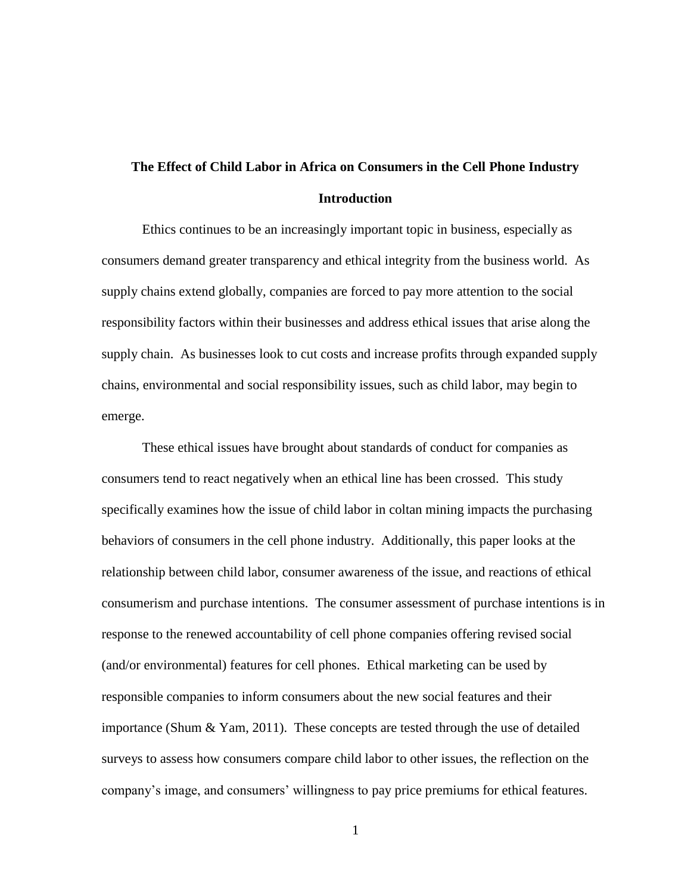# The Effect of Child Labor in Africa on Consumers in the Cell Phone Industry

## Introduction

Ethics continues to be an increasingly important topic in business, especially as consumers demand greater transparency and ethical integrity from the business world. As supply chains extend globally, companies are forced to pay more attention to the social responsibility factors within their businesses and address ethical issues that arise along the supply chain. As businesses look to cut costs and increase profits through expanded supply chains, environmental and social responsibility issues, such as child labor, may begin to emerge.

These ethical issues have brought about standards of conduct for companies as consumers tend to react negatively when an ethical line has been crossed. This study specifically examines how the issue of child labor in coltan mining impacts the purchasing behaviors of consumers in the cell phone industry. Additionally, this paper looks at the relationship between child labor, consumer awareness of the issue, and reactions of ethical consumerism and purchase intentions. The consumer assessment of purchase intentions is in response to the renewed accountability of cell phone companies offering revised social (and/or environmental) features for cell phones. Ethical marketing can be used by responsible companies to inform consumers about the new social features and their importance (Shum & Yam, 2011). These concepts are tested through the use of detailed surveys to assess how consumers compare child labor to other issues, the reflection on the company's image, and consumers' willingness to pay price premiums for ethical features.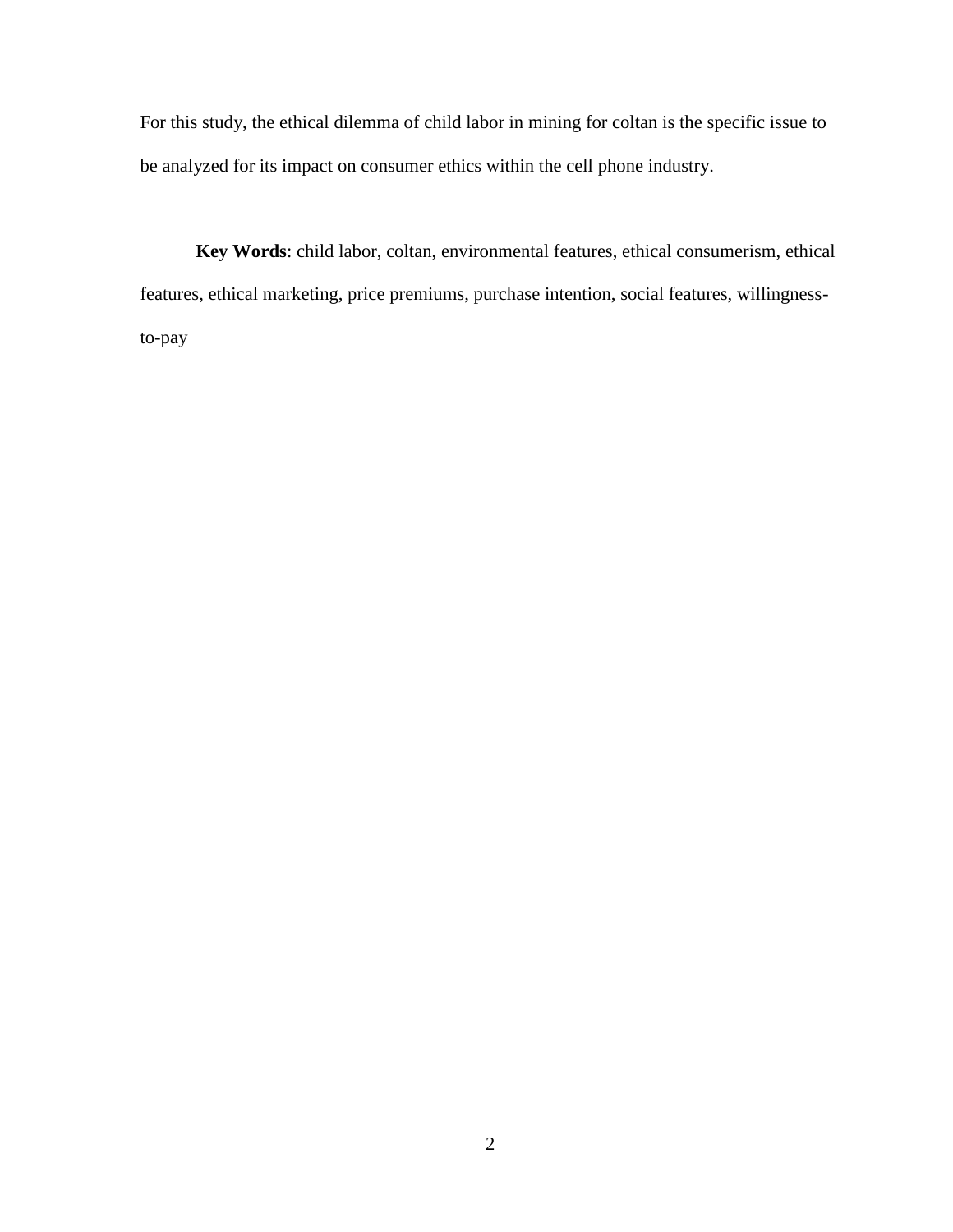For this study, the ethical dilemma of child labor in mining for coltan is the specific issue to be analyzed for its impact on consumer ethics within the cell phone industry.

**Key Words**: child labor, coltan, environmental features, ethical consumerism, ethical features, ethical marketing, price premiums, purchase intention, social features, willingness-to-pay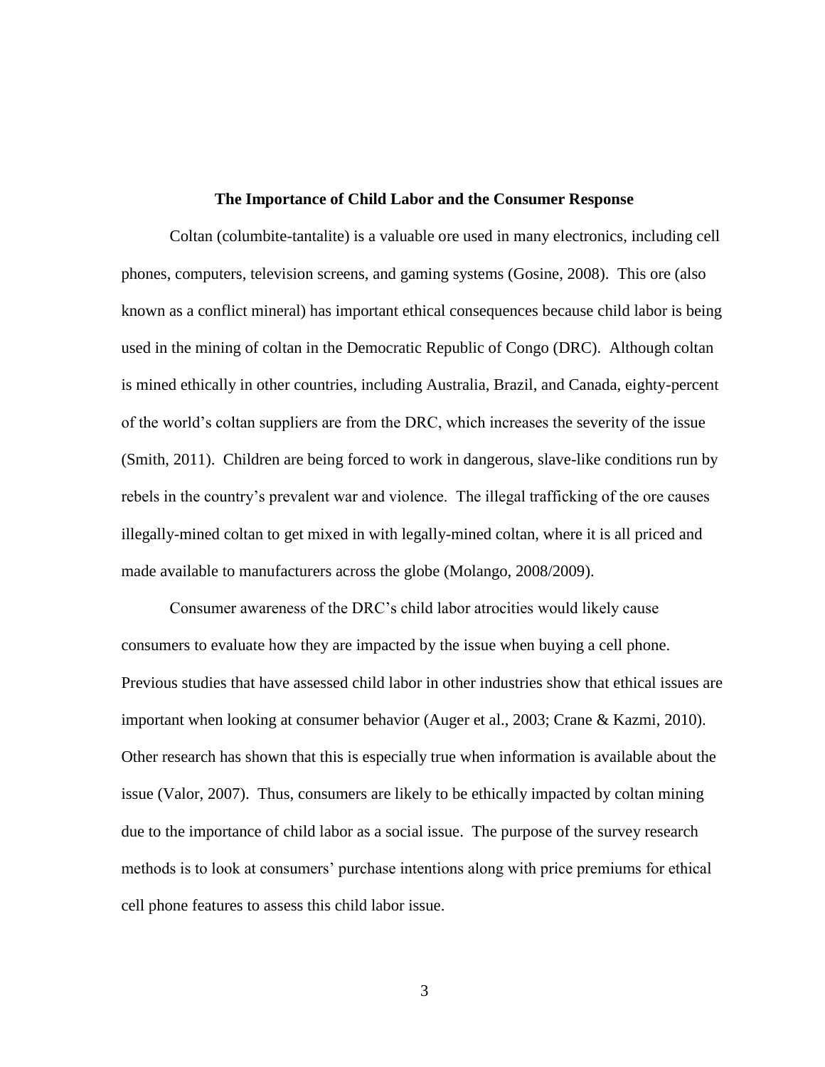## The Importance of Child Labor and the Consumer Response

Coltan (columbite-tantalite) is a valuable ore used in many electronics, including cell phones, computers, television screens, and gaming systems (Gosine, 2008). This ore (also known as a conflict mineral) has important ethical consequences because child labor is being used in the mining of coltan in the Democratic Republic of Congo (DRC). Although coltan is mined ethically in other countries, including Australia, Brazil, and Canada, eighty-percent of the world's coltan suppliers are from the DRC, which increases the severity of the issue (Smith, 2011). Children are being forced to work in dangerous, slave-like conditions run by rebels in the country's prevalent war and violence. The illegal trafficking of the ore causes illegally-mined coltan to get mixed in with legally-mined coltan, where it is all priced and made available to manufacturers across the globe (Molango, 2008/2009).

Consumer awareness of the DRC's child labor atrocities would likely cause consumers to evaluate how they are impacted by the issue when buying a cell phone. Previous studies that have assessed child labor in other industries show that ethical issues are important when looking at consumer behavior (Auger et al., 2003; Crane & Kazmi, 2010). Other research has shown that this is especially true when information is available about the issue (Valor, 2007). Thus, consumers are likely to be ethically impacted by coltan mining due to the importance of child labor as a social issue. The purpose of the survey research methods is to look at consumers' purchase intentions along with price premiums for ethical cell phone features to assess this child labor issue.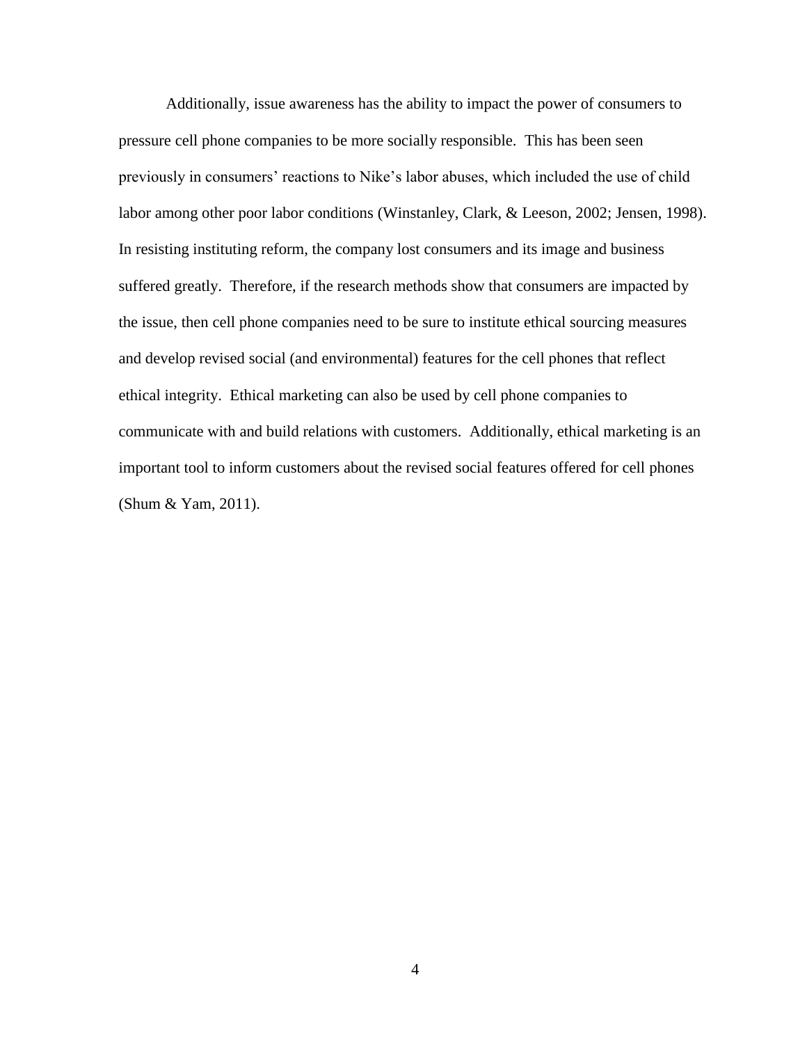Additionally, issue awareness has the ability to impact the power of consumers to pressure cell phone companies to be more socially responsible. This has been seen previously in consumers' reactions to Nike's labor abuses, which included the use of child labor among other poor labor conditions (Winstanley, Clark, & Leeson, 2002; Jensen, 1998). In resisting instituting reform, the company lost consumers and its image and business suffered greatly. Therefore, if the research methods show that consumers are impacted by the issue, then cell phone companies need to be sure to institute ethical sourcing measures and develop revised social (and environmental) features for the cell phones that reflect ethical integrity. Ethical marketing can also be used by cell phone companies to communicate with and build relations with customers. Additionally, ethical marketing is an important tool to inform customers about the revised social features offered for cell phones (Shum & Yam, 2011).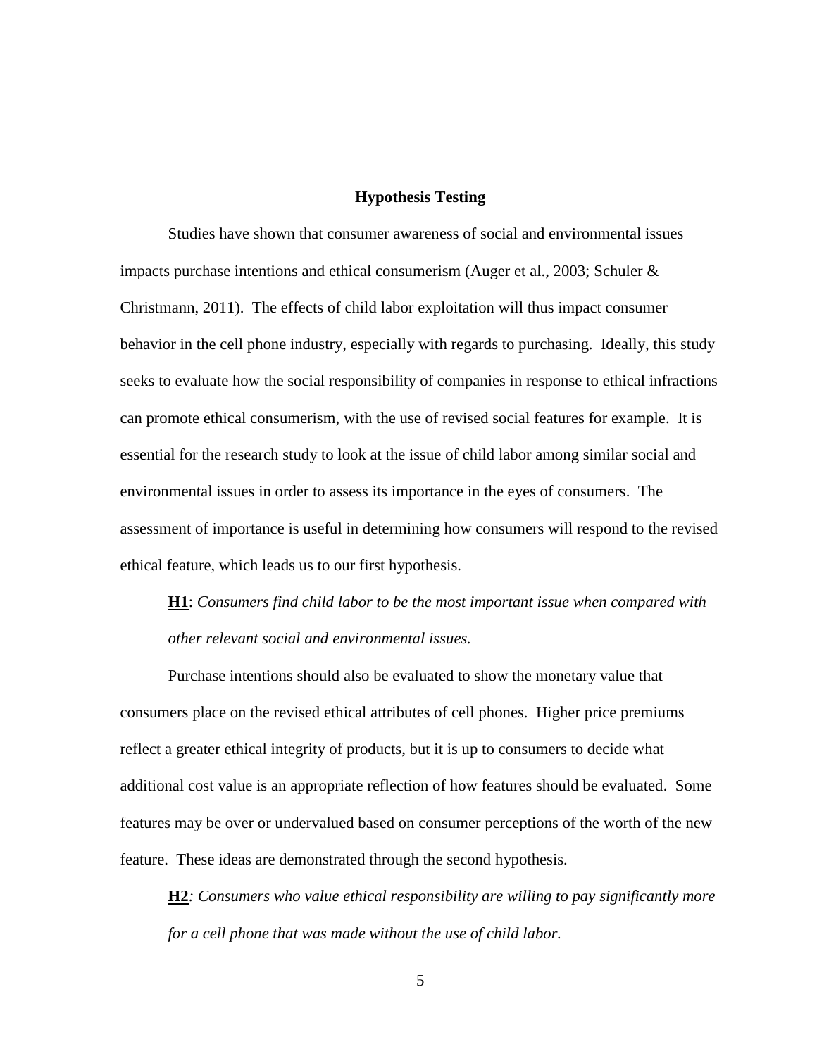## Hypothesis Testing

Studies have shown that consumer awareness of social and environmental issues impacts purchase intentions and ethical consumerism (Auger et al., 2003; Schuler & Christmann, 2011). The effects of child labor exploitation will thus impact consumer behavior in the cell phone industry, especially with regards to purchasing. Ideally, this study seeks to evaluate how the social responsibility of companies in response to ethical infractions can promote ethical consumerism, with the use of revised social features for example. It is essential for the research study to look at the issue of child labor among similar social and environmental issues in order to assess its importance in the eyes of consumers. The assessment of importance is useful in determining how consumers will respond to the revised ethical feature, which leads us to our first hypothesis.

**H1**: *Consumers find child labor to be the most important issue when compared with other relevant social and environmental issues.*

Purchase intentions should also be evaluated to show the monetary value that consumers place on the revised ethical attributes of cell phones. Higher price premiums reflect a greater ethical integrity of products, but it is up to consumers to decide what additional cost value is an appropriate reflection of how features should be evaluated. Some features may be over or undervalued based on consumer perceptions of the worth of the new feature. These ideas are demonstrated through the second hypothesis.

**H2**: *Consumers who value ethical responsibility are willing to pay significantly more for a cell phone that was made without the use of child labor.*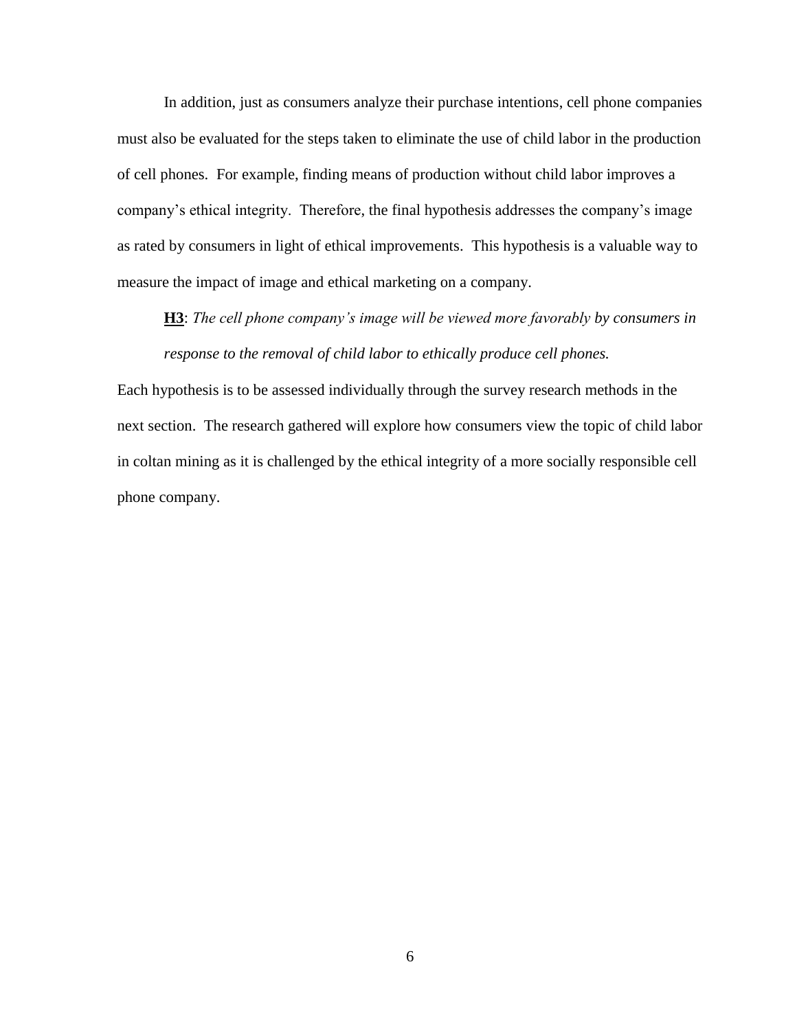In addition, just as consumers analyze their purchase intentions, cell phone companies must also be evaluated for the steps taken to eliminate the use of child labor in the production of cell phones. For example, finding means of production without child labor improves a company's ethical integrity. Therefore, the final hypothesis addresses the company's image as rated by consumers in light of ethical improvements. This hypothesis is a valuable way to measure the impact of image and ethical marketing on a company.

**H3**: *The cell phone company's image will be viewed more favorably by consumers in response to the removal of child labor to ethically produce cell phones.*

Each hypothesis is to be assessed individually through the survey research methods in the next section. The research gathered will explore how consumers view the topic of child labor in coltan mining as it is challenged by the ethical integrity of a more socially responsible cell phone company.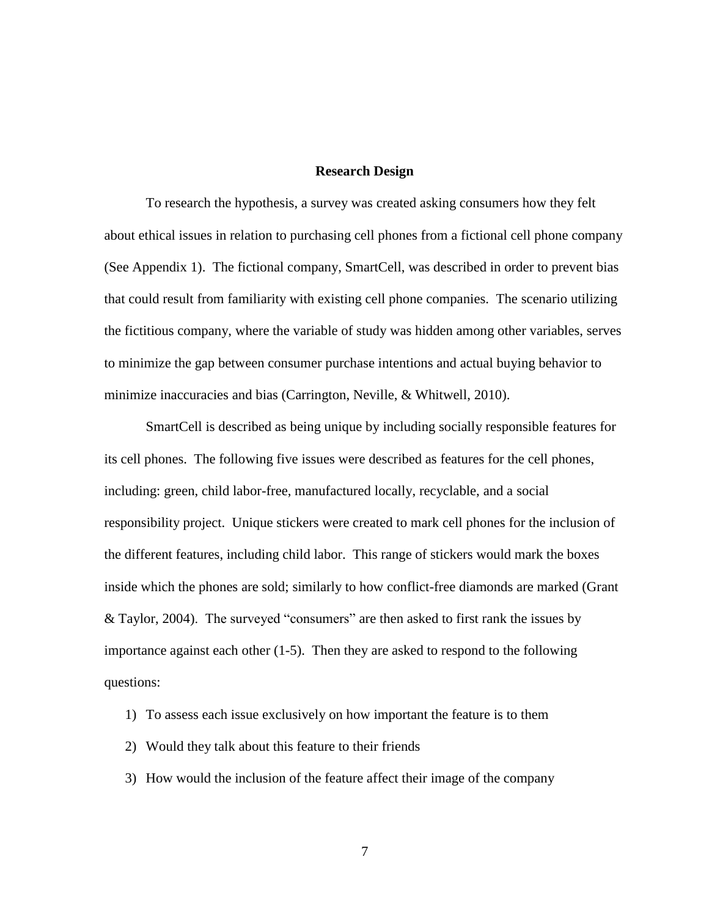## Research Design

To research the hypothesis, a survey was created asking consumers how they felt about ethical issues in relation to purchasing cell phones from a fictional cell phone company (See Appendix 1). The fictional company, SmartCell, was described in order to prevent bias that could result from familiarity with existing cell phone companies. The scenario utilizing the fictitious company, where the variable of study was hidden among other variables, serves to minimize the gap between consumer purchase intentions and actual buying behavior to minimize inaccuracies and bias (Carrington, Neville, & Whitwell, 2010).

SmartCell is described as being unique by including socially responsible features for its cell phones. The following five issues were described as features for the cell phones, including: green, child labor-free, manufactured locally, recyclable, and a social responsibility project. Unique stickers were created to mark cell phones for the inclusion of the different features, including child labor. This range of stickers would mark the boxes inside which the phones are sold; similarly to how conflict-free diamonds are marked (Grant & Taylor, 2004). The surveyed "consumers" are then asked to first rank the issues by importance against each other (1-5). Then they are asked to respond to the following questions:

1) To assess each issue exclusively on how important the feature is to them
2) Would they talk about this feature to their friends
3) How would the inclusion of the feature affect their image of the company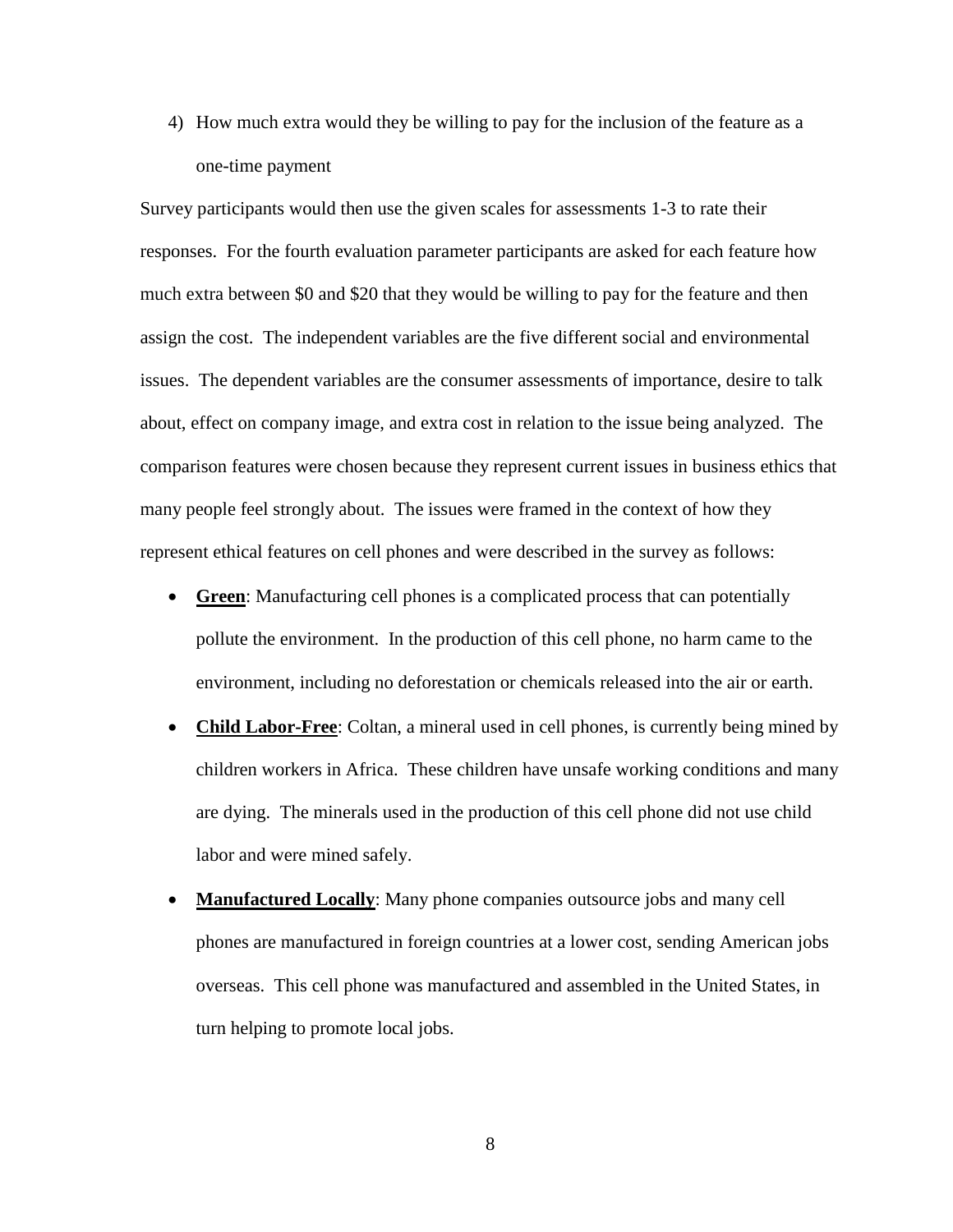4) How much extra would they be willing to pay for the inclusion of the feature as a one-time payment

Survey participants would then use the given scales for assessments 1-3 to rate their responses. For the fourth evaluation parameter participants are asked for each feature how much extra between $0 and $20 that they would be willing to pay for the feature and then assign the cost. The independent variables are the five different social and environmental issues. The dependent variables are the consumer assessments of importance, desire to talk about, effect on company image, and extra cost in relation to the issue being analyzed. The comparison features were chosen because they represent current issues in business ethics that many people feel strongly about. The issues were framed in the context of how they represent ethical features on cell phones and were described in the survey as follows:

- **Green**: Manufacturing cell phones is a complicated process that can potentially pollute the environment. In the production of this cell phone, no harm came to the environment, including no deforestation or chemicals released into the air or earth.
- **Child Labor-Free**: Coltan, a mineral used in cell phones, is currently being mined by children workers in Africa. These children have unsafe working conditions and many are dying. The minerals used in the production of this cell phone did not use child labor and were mined safely.
- **Manufactured Locally**: Many phone companies outsource jobs and many cell phones are manufactured in foreign countries at a lower cost, sending American jobs overseas. This cell phone was manufactured and assembled in the United States, in turn helping to promote local jobs.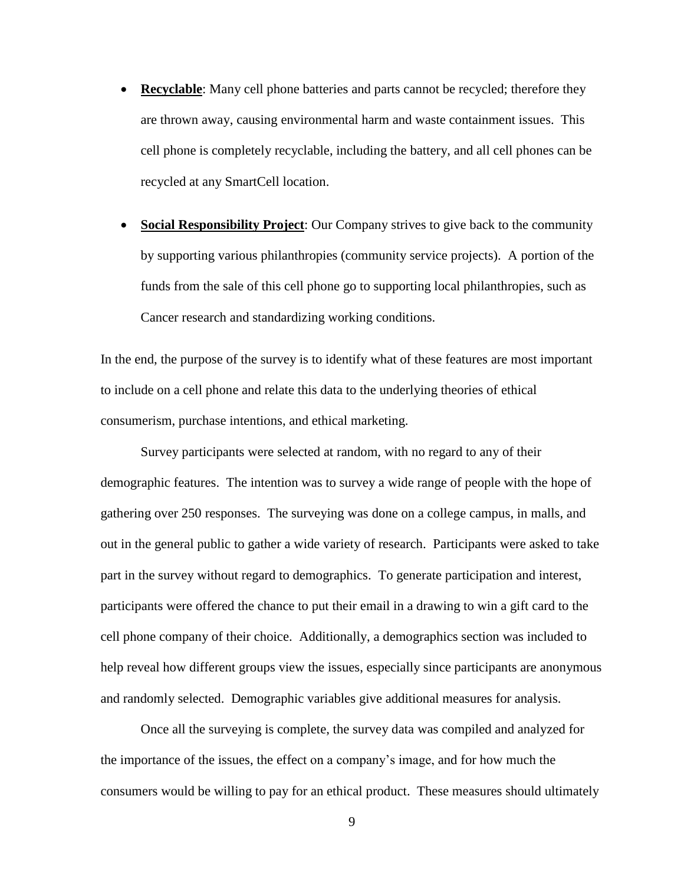- **Recyclable**: Many cell phone batteries and parts cannot be recycled; therefore they are thrown away, causing environmental harm and waste containment issues. This cell phone is completely recyclable, including the battery, and all cell phones can be recycled at any SmartCell location.

- **Social Responsibility Project**: Our Company strives to give back to the community by supporting various philanthropies (community service projects). A portion of the funds from the sale of this cell phone go to supporting local philanthropies, such as Cancer research and standardizing working conditions.

In the end, the purpose of the survey is to identify what of these features are most important to include on a cell phone and relate this data to the underlying theories of ethical consumerism, purchase intentions, and ethical marketing.

Survey participants were selected at random, with no regard to any of their demographic features. The intention was to survey a wide range of people with the hope of gathering over 250 responses. The surveying was done on a college campus, in malls, and out in the general public to gather a wide variety of research. Participants were asked to take part in the survey without regard to demographics. To generate participation and interest, participants were offered the chance to put their email in a drawing to win a gift card to the cell phone company of their choice. Additionally, a demographics section was included to help reveal how different groups view the issues, especially since participants are anonymous and randomly selected. Demographic variables give additional measures for analysis.

Once all the surveying is complete, the survey data was compiled and analyzed for the importance of the issues, the effect on a company's image, and for how much the consumers would be willing to pay for an ethical product. These measures should ultimately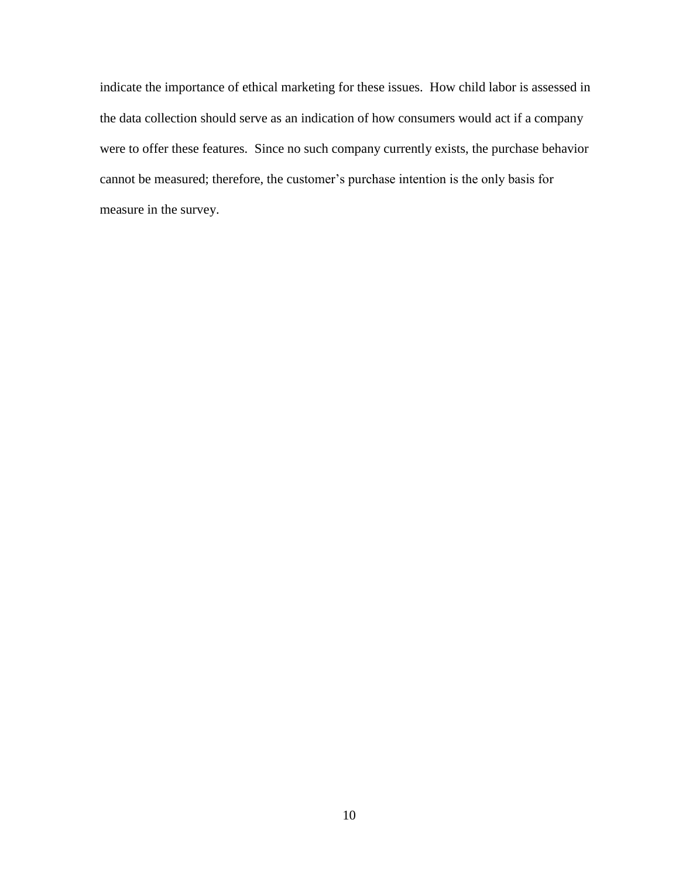indicate the importance of ethical marketing for these issues. How child labor is assessed in the data collection should serve as an indication of how consumers would act if a company were to offer these features. Since no such company currently exists, the purchase behavior cannot be measured; therefore, the customer's purchase intention is the only basis for measure in the survey.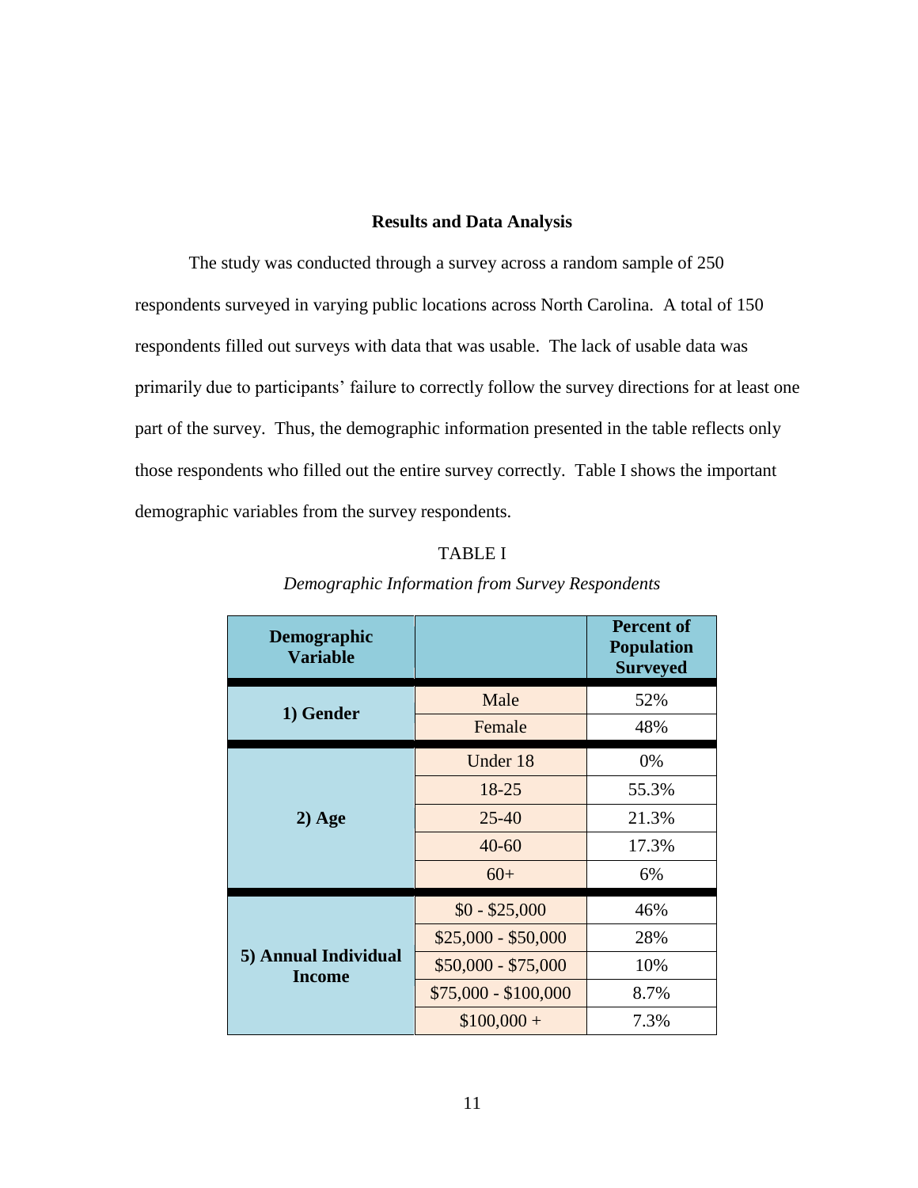## Results and Data Analysis

The study was conducted through a survey across a random sample of 250 respondents surveyed in varying public locations across North Carolina. A total of 150 respondents filled out surveys with data that was usable. The lack of usable data was primarily due to participants' failure to correctly follow the survey directions for at least one part of the survey. Thus, the demographic information presented in the table reflects only those respondents who filled out the entire survey correctly. Table I shows the important demographic variables from the survey respondents.

TABLE I

*Demographic Information from Survey Respondents*

| Demographic Variable | | Percent of Population Surveyed |
|---|---|---|
| **1) Gender** | Male | 52% |
| | Female | 48% |
| **2) Age** | Under 18 | 0% |
| | 18-25 | 55.3% |
| | 25-40 | 21.3% |
| | 40-60 | 17.3% |
| | 60+ | 6% |
| **5) Annual Individual Income** | $0 - $25,000 | 46% |
| | $25,000 - $50,000 | 28% |
| | $50,000 - $75,000 | 10% |
| | $75,000 - $100,000 | 8.7% |
| | $100,000 + | 7.3% |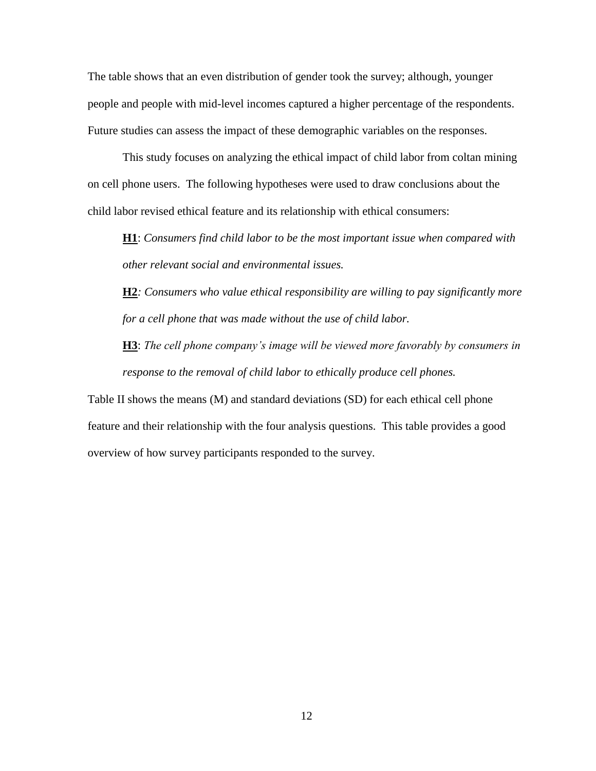The table shows that an even distribution of gender took the survey; although, younger people and people with mid-level incomes captured a higher percentage of the respondents. Future studies can assess the impact of these demographic variables on the responses.

This study focuses on analyzing the ethical impact of child labor from coltan mining on cell phone users. The following hypotheses were used to draw conclusions about the child labor revised ethical feature and its relationship with ethical consumers:

> **H1**: *Consumers find child labor to be the most important issue when compared with other relevant social and environmental issues.*
>
> **H2***: Consumers who value ethical responsibility are willing to pay significantly more for a cell phone that was made without the use of child labor.*
>
> **H3**: *The cell phone company's image will be viewed more favorably by consumers in response to the removal of child labor to ethically produce cell phones.*

Table II shows the means (M) and standard deviations (SD) for each ethical cell phone feature and their relationship with the four analysis questions. This table provides a good overview of how survey participants responded to the survey.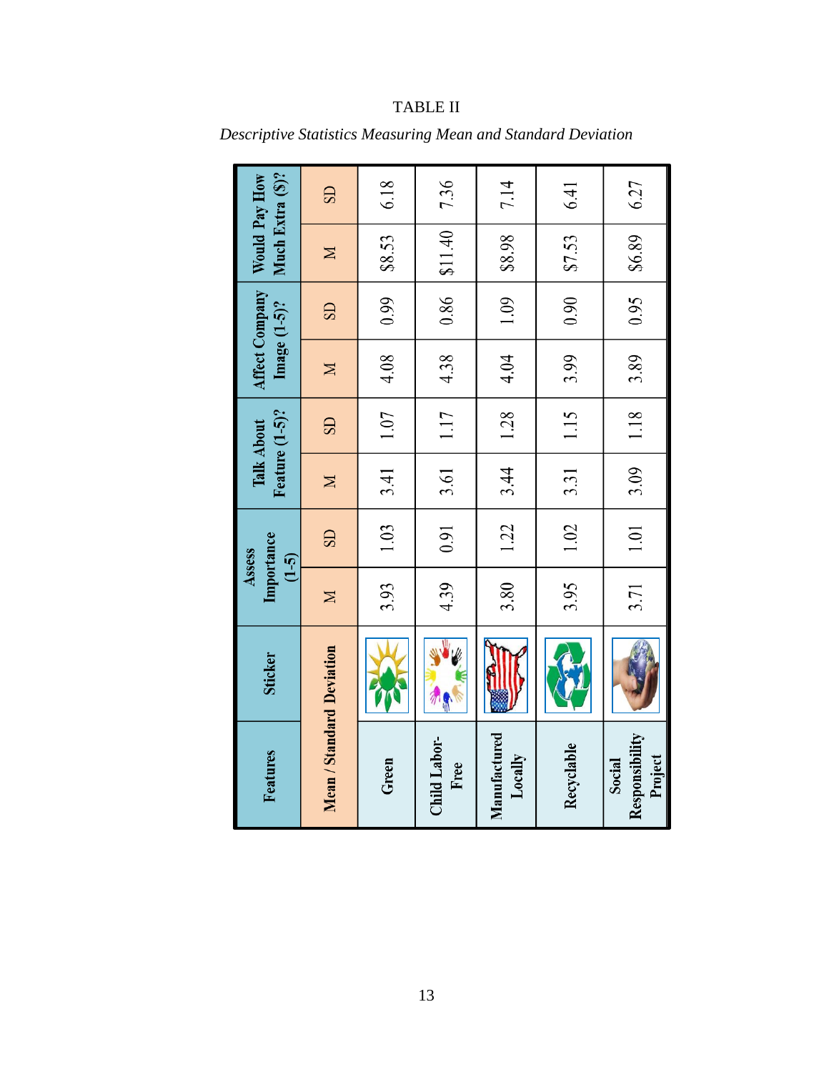TABLE II

*Descriptive Statistics Measuring Mean and Standard Deviation*

| Features | Sticker | Assess Importance (1-5) | | Talk About Feature (1-5)? | | Affect Company Image (1-5)? | | Would Pay How Much Extra ($)? | |
|---|---|---|---|---|---|---|---|---|---|
| Mean / Standard Deviation | | M | SD | M | SD | M | SD | M | SD |
| Green | | 3.93 | 1.03 | 3.41 | 1.07 | 4.08 | 0.99 | $8.53 | 6.18 |
| Child Labor-Free | | 4.39 | 0.91 | 3.61 | 1.17 | 4.38 | 0.86 | $11.40 | 7.36 |
| Manufactured Locally | | 3.80 | 1.22 | 3.44 | 1.28 | 4.04 | 1.09 | $8.98 | 7.14 |
| Recyclable | | 3.95 | 1.02 | 3.31 | 1.15 | 3.99 | 0.90 | $7.53 | 6.41 |
| Social Responsibility Project | | 3.71 | 1.01 | 3.09 | 1.18 | 3.89 | 0.95 | $6.89 | 6.27 |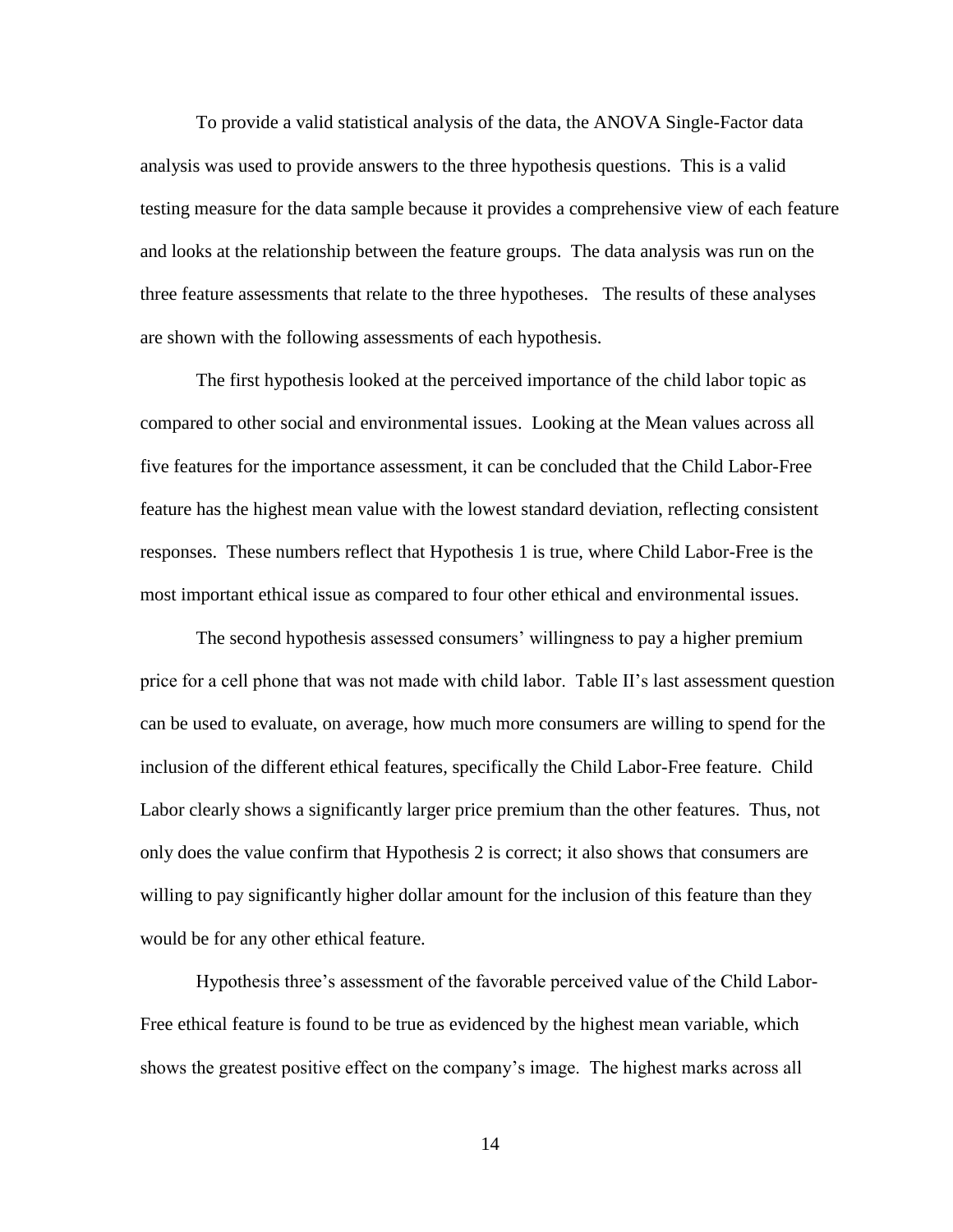To provide a valid statistical analysis of the data, the ANOVA Single-Factor data analysis was used to provide answers to the three hypothesis questions. This is a valid testing measure for the data sample because it provides a comprehensive view of each feature and looks at the relationship between the feature groups. The data analysis was run on the three feature assessments that relate to the three hypotheses. The results of these analyses are shown with the following assessments of each hypothesis.

The first hypothesis looked at the perceived importance of the child labor topic as compared to other social and environmental issues. Looking at the Mean values across all five features for the importance assessment, it can be concluded that the Child Labor-Free feature has the highest mean value with the lowest standard deviation, reflecting consistent responses. These numbers reflect that Hypothesis 1 is true, where Child Labor-Free is the most important ethical issue as compared to four other ethical and environmental issues.

The second hypothesis assessed consumers' willingness to pay a higher premium price for a cell phone that was not made with child labor. Table II's last assessment question can be used to evaluate, on average, how much more consumers are willing to spend for the inclusion of the different ethical features, specifically the Child Labor-Free feature. Child Labor clearly shows a significantly larger price premium than the other features. Thus, not only does the value confirm that Hypothesis 2 is correct; it also shows that consumers are willing to pay significantly higher dollar amount for the inclusion of this feature than they would be for any other ethical feature.

Hypothesis three's assessment of the favorable perceived value of the Child Labor-Free ethical feature is found to be true as evidenced by the highest mean variable, which shows the greatest positive effect on the company's image. The highest marks across all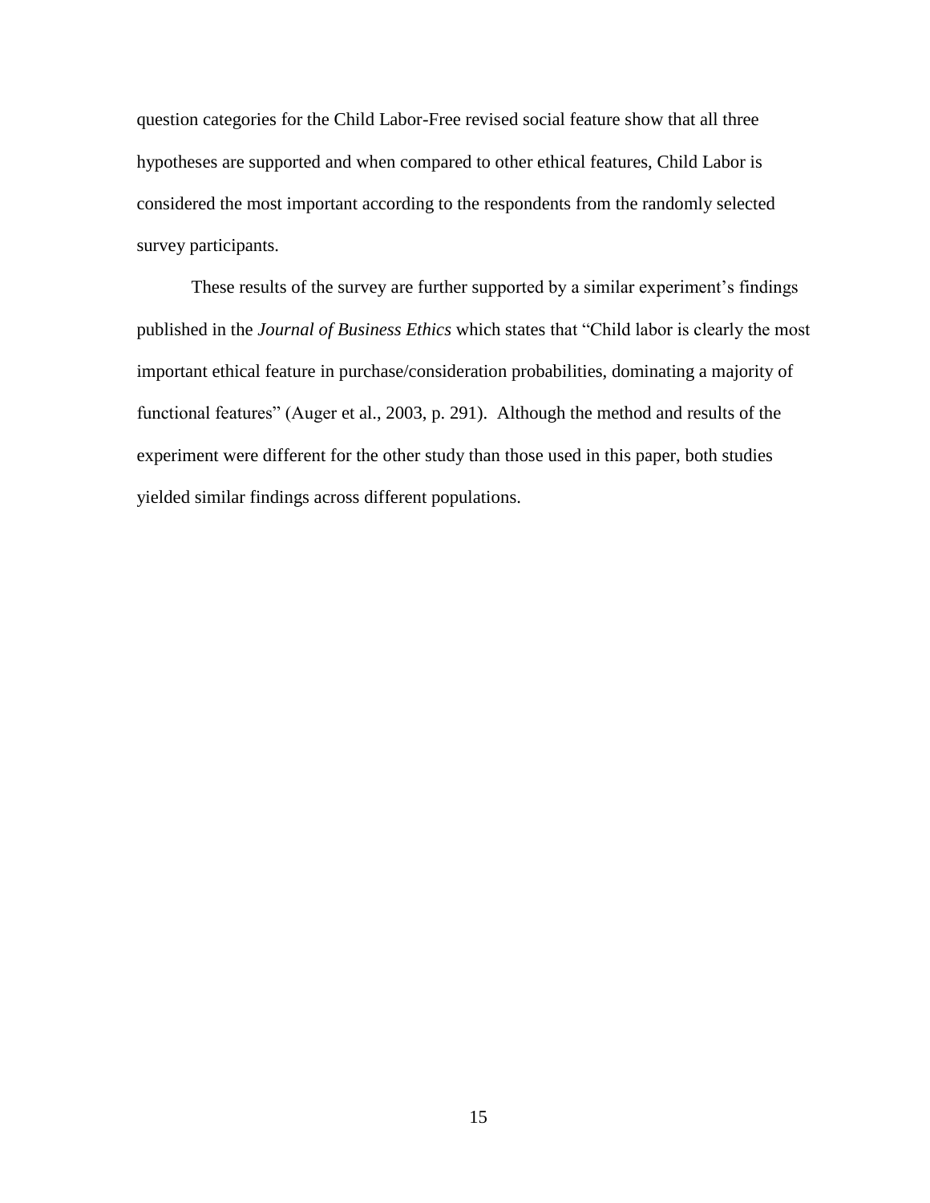question categories for the Child Labor-Free revised social feature show that all three hypotheses are supported and when compared to other ethical features, Child Labor is considered the most important according to the respondents from the randomly selected survey participants.

These results of the survey are further supported by a similar experiment's findings published in the *Journal of Business Ethics* which states that "Child labor is clearly the most important ethical feature in purchase/consideration probabilities, dominating a majority of functional features" (Auger et al., 2003, p. 291). Although the method and results of the experiment were different for the other study than those used in this paper, both studies yielded similar findings across different populations.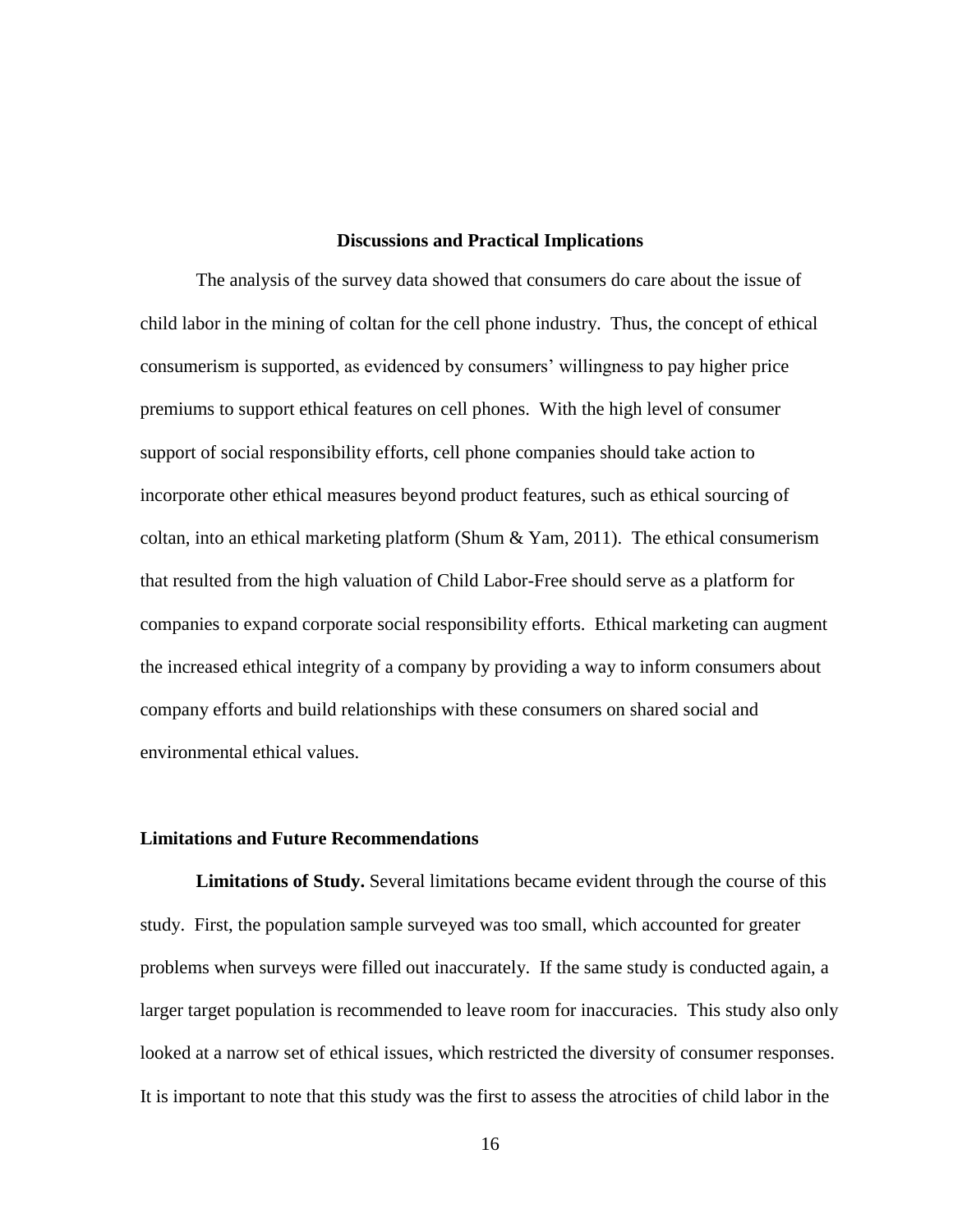## Discussions and Practical Implications

The analysis of the survey data showed that consumers do care about the issue of child labor in the mining of coltan for the cell phone industry. Thus, the concept of ethical consumerism is supported, as evidenced by consumers' willingness to pay higher price premiums to support ethical features on cell phones. With the high level of consumer support of social responsibility efforts, cell phone companies should take action to incorporate other ethical measures beyond product features, such as ethical sourcing of coltan, into an ethical marketing platform (Shum & Yam, 2011). The ethical consumerism that resulted from the high valuation of Child Labor-Free should serve as a platform for companies to expand corporate social responsibility efforts. Ethical marketing can augment the increased ethical integrity of a company by providing a way to inform consumers about company efforts and build relationships with these consumers on shared social and environmental ethical values.

### Limitations and Future Recommendations

**Limitations of Study.** Several limitations became evident through the course of this study. First, the population sample surveyed was too small, which accounted for greater problems when surveys were filled out inaccurately. If the same study is conducted again, a larger target population is recommended to leave room for inaccuracies. This study also only looked at a narrow set of ethical issues, which restricted the diversity of consumer responses. It is important to note that this study was the first to assess the atrocities of child labor in the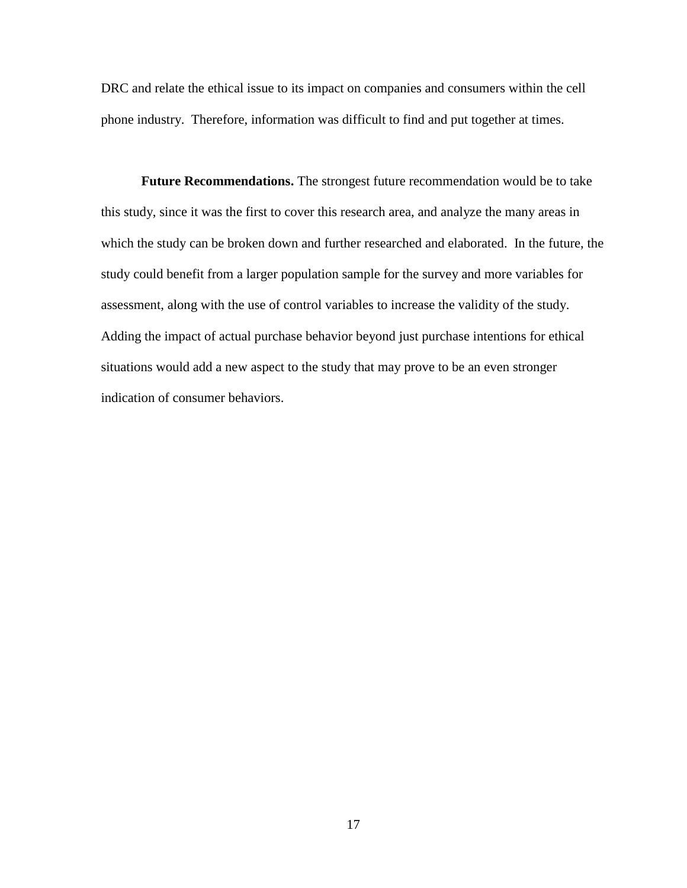DRC and relate the ethical issue to its impact on companies and consumers within the cell phone industry. Therefore, information was difficult to find and put together at times.

**Future Recommendations.** The strongest future recommendation would be to take this study, since it was the first to cover this research area, and analyze the many areas in which the study can be broken down and further researched and elaborated. In the future, the study could benefit from a larger population sample for the survey and more variables for assessment, along with the use of control variables to increase the validity of the study. Adding the impact of actual purchase behavior beyond just purchase intentions for ethical situations would add a new aspect to the study that may prove to be an even stronger indication of consumer behaviors.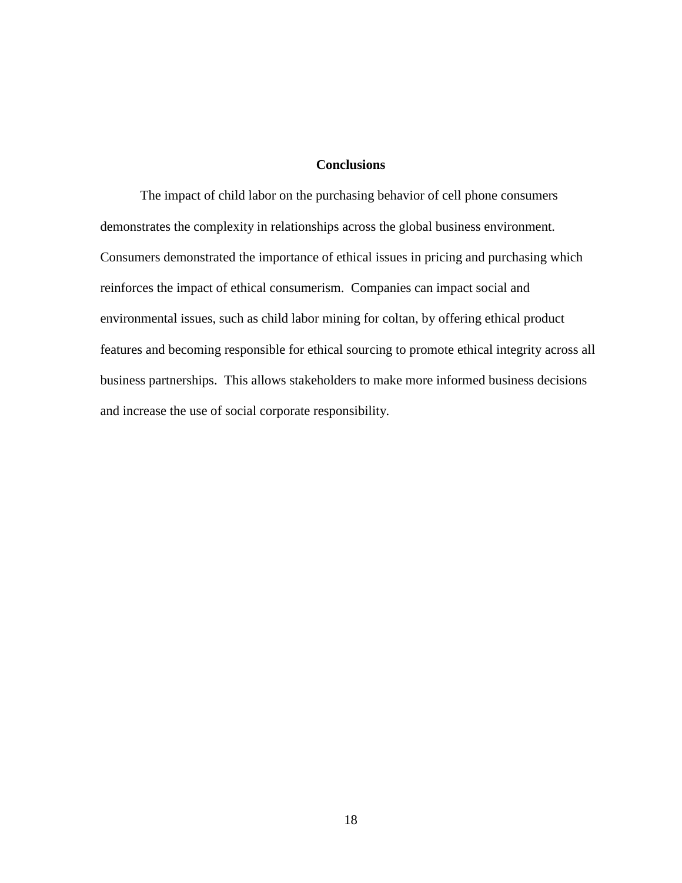## Conclusions

The impact of child labor on the purchasing behavior of cell phone consumers demonstrates the complexity in relationships across the global business environment. Consumers demonstrated the importance of ethical issues in pricing and purchasing which reinforces the impact of ethical consumerism. Companies can impact social and environmental issues, such as child labor mining for coltan, by offering ethical product features and becoming responsible for ethical sourcing to promote ethical integrity across all business partnerships. This allows stakeholders to make more informed business decisions and increase the use of social corporate responsibility.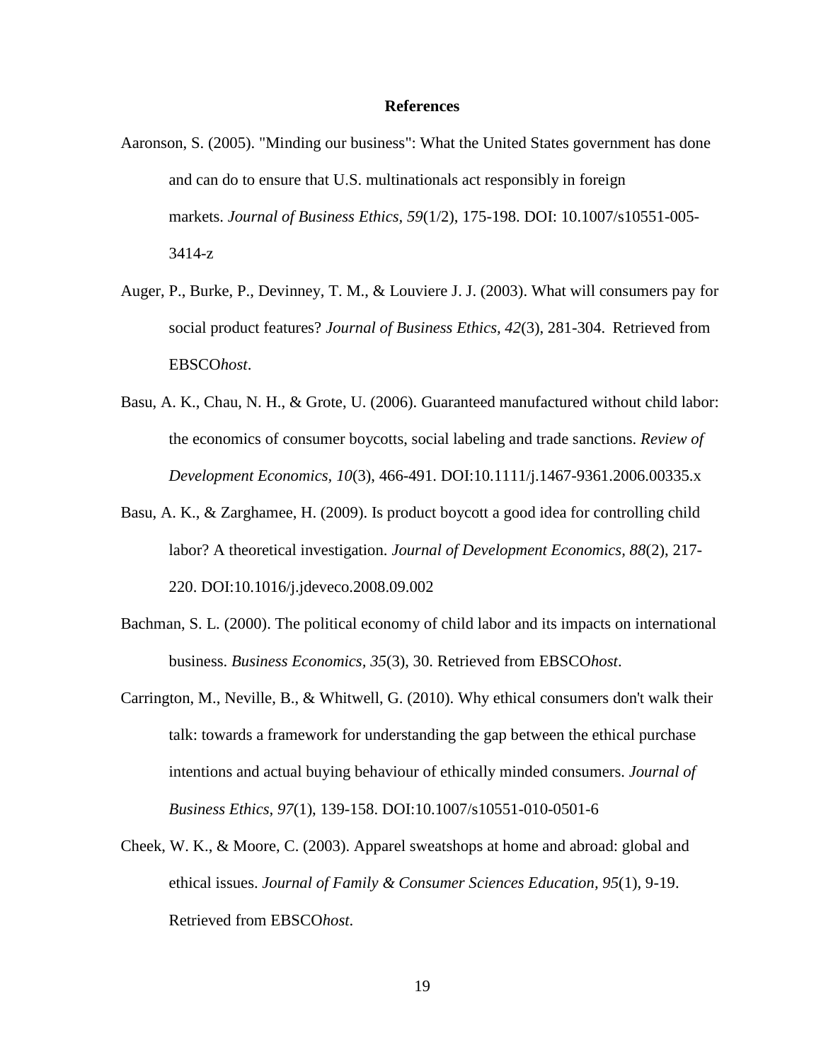# References

Aaronson, S. (2005). "Minding our business": What the United States government has done and can do to ensure that U.S. multinationals act responsibly in foreign markets. *Journal of Business Ethics, 59*(1/2), 175-198. DOI: 10.1007/s10551-005-3414-z

Auger, P., Burke, P., Devinney, T. M., & Louviere J. J. (2003). What will consumers pay for social product features? *Journal of Business Ethics, 42*(3), 281-304. Retrieved from EBSCO*host*.

Basu, A. K., Chau, N. H., & Grote, U. (2006). Guaranteed manufactured without child labor: the economics of consumer boycotts, social labeling and trade sanctions. *Review of Development Economics, 10*(3), 466-491. DOI:10.1111/j.1467-9361.2006.00335.x

Basu, A. K., & Zarghamee, H. (2009). Is product boycott a good idea for controlling child labor? A theoretical investigation. *Journal of Development Economics, 88*(2), 217-220. DOI:10.1016/j.jdeveco.2008.09.002

Bachman, S. L. (2000). The political economy of child labor and its impacts on international business. *Business Economics, 35*(3), 30. Retrieved from EBSCO*host*.

Carrington, M., Neville, B., & Whitwell, G. (2010). Why ethical consumers don't walk their talk: towards a framework for understanding the gap between the ethical purchase intentions and actual buying behaviour of ethically minded consumers. *Journal of Business Ethics, 97*(1), 139-158. DOI:10.1007/s10551-010-0501-6

Cheek, W. K., & Moore, C. (2003). Apparel sweatshops at home and abroad: global and ethical issues. *Journal of Family & Consumer Sciences Education, 95*(1), 9-19. Retrieved from EBSCO*host.*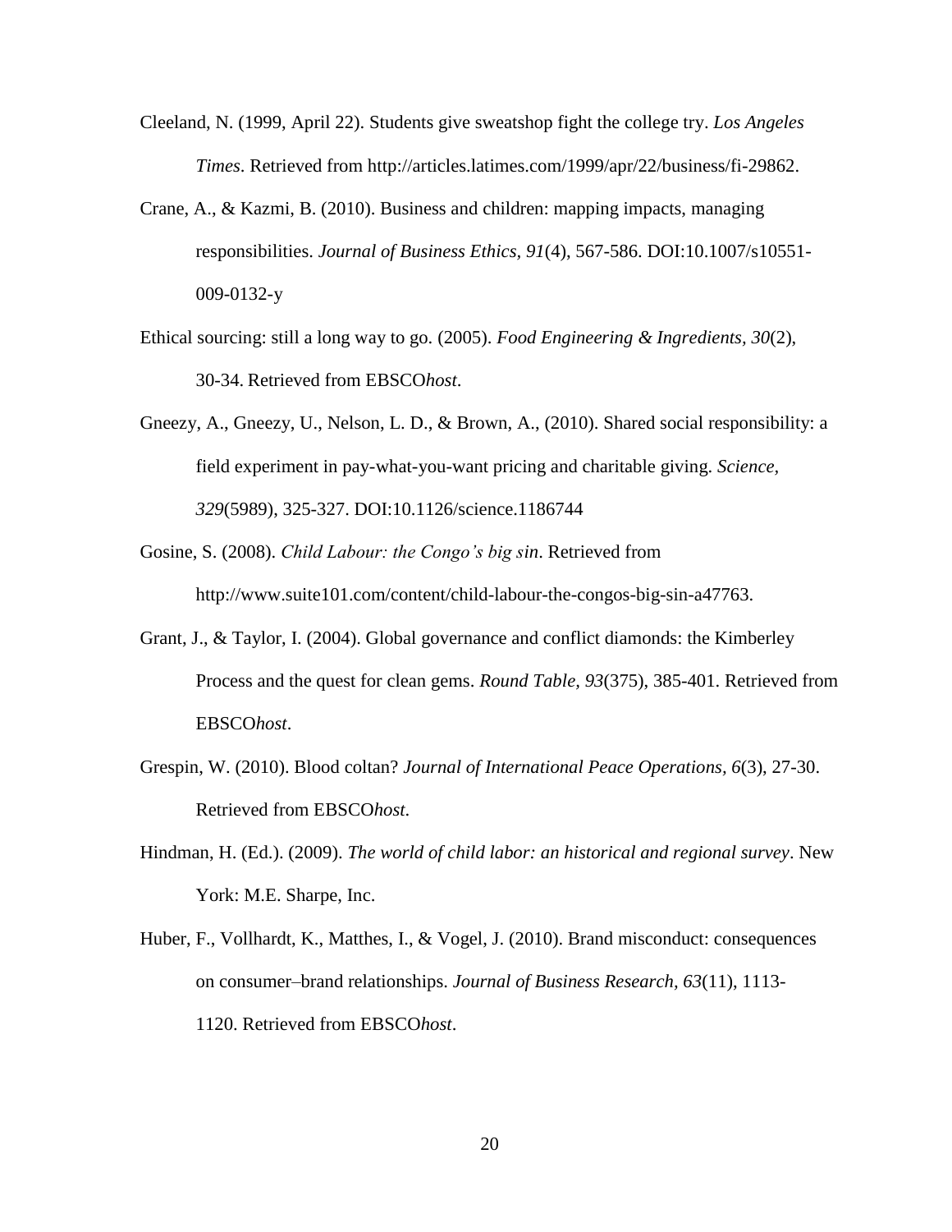Cleeland, N. (1999, April 22). Students give sweatshop fight the college try. *Los Angeles Times*. Retrieved from http://articles.latimes.com/1999/apr/22/business/fi-29862.

Crane, A., & Kazmi, B. (2010). Business and children: mapping impacts, managing responsibilities. *Journal of Business Ethics, 91*(4), 567-586. DOI:10.1007/s10551-009-0132-y

Ethical sourcing: still a long way to go. (2005). *Food Engineering & Ingredients, 30*(2), 30-34. Retrieved from EBSCO*host*.

Gneezy, A., Gneezy, U., Nelson, L. D., & Brown, A., (2010). Shared social responsibility: a field experiment in pay-what-you-want pricing and charitable giving. *Science, 329*(5989), 325-327. DOI:10.1126/science.1186744

Gosine, S. (2008). *Child Labour: the Congo's big sin*. Retrieved from http://www.suite101.com/content/child-labour-the-congos-big-sin-a47763.

Grant, J., & Taylor, I. (2004). Global governance and conflict diamonds: the Kimberley Process and the quest for clean gems. *Round Table, 93*(375), 385-401. Retrieved from EBSCO*host*.

Grespin, W. (2010). Blood coltan? *Journal of International Peace Operations, 6*(3), 27-30. Retrieved from EBSCO*host*.

Hindman, H. (Ed.). (2009). *The world of child labor: an historical and regional survey*. New York: M.E. Sharpe, Inc.

Huber, F., Vollhardt, K., Matthes, I., & Vogel, J. (2010). Brand misconduct: consequences on consumer–brand relationships. *Journal of Business Research, 63*(11), 1113-1120. Retrieved from EBSCO*host*.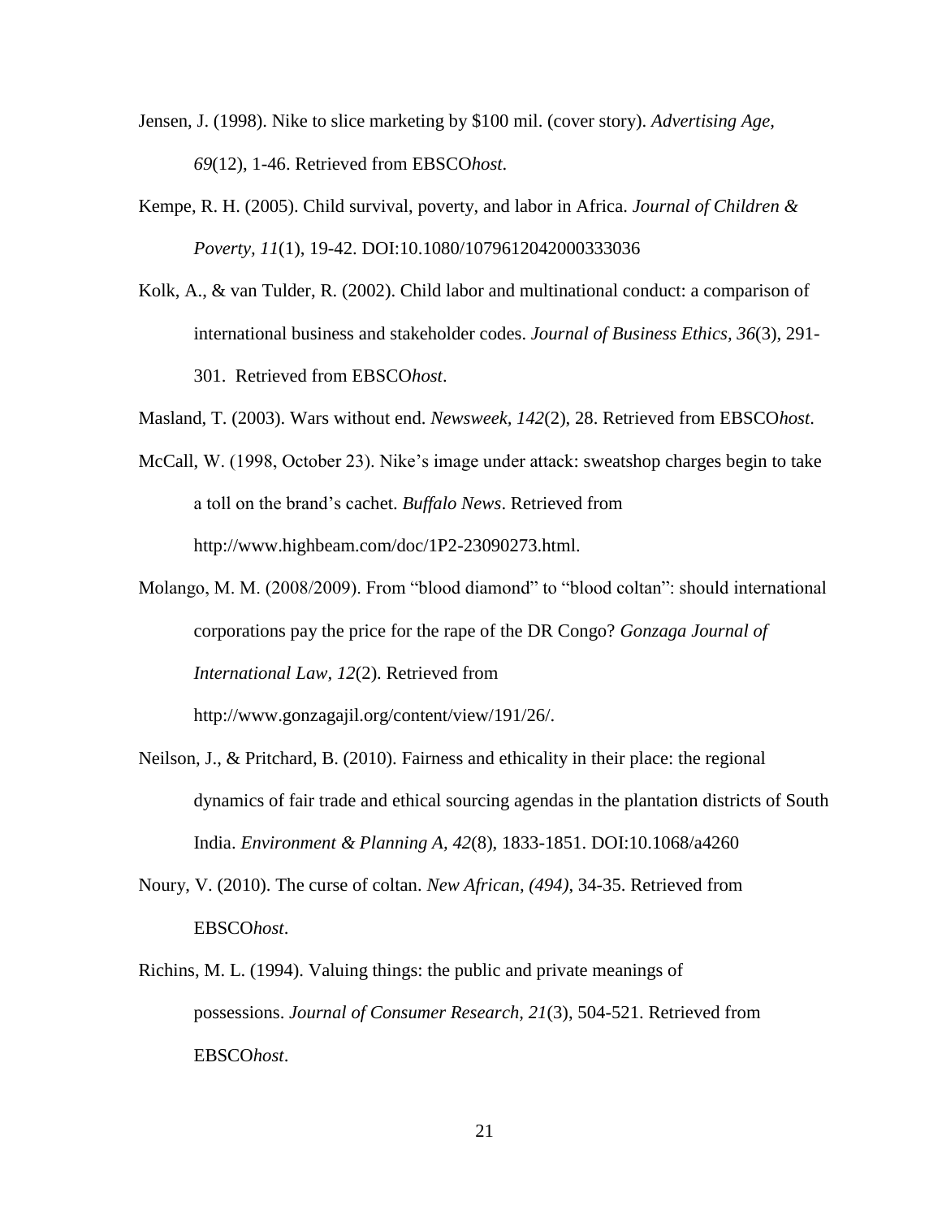Jensen, J. (1998). Nike to slice marketing by $100 mil. (cover story). *Advertising Age, 69*(12), 1-46. Retrieved from EBSCO*host*.

Kempe, R. H. (2005). Child survival, poverty, and labor in Africa. *Journal of Children & Poverty, 11*(1), 19-42. DOI:10.1080/1079612042000333036

Kolk, A., & van Tulder, R. (2002). Child labor and multinational conduct: a comparison of international business and stakeholder codes. *Journal of Business Ethics*, *36*(3), 291-301. Retrieved from EBSCO*host*.

Masland, T. (2003). Wars without end. *Newsweek, 142*(2), 28. Retrieved from EBSCO*host*.

McCall, W. (1998, October 23). Nike's image under attack: sweatshop charges begin to take a toll on the brand's cachet. *Buffalo News*. Retrieved from http://www.highbeam.com/doc/1P2-23090273.html.

Molango, M. M. (2008/2009). From "blood diamond" to "blood coltan": should international corporations pay the price for the rape of the DR Congo? *Gonzaga Journal of International Law, 12*(2). Retrieved from http://www.gonzagajil.org/content/view/191/26/.

Neilson, J., & Pritchard, B. (2010). Fairness and ethicality in their place: the regional dynamics of fair trade and ethical sourcing agendas in the plantation districts of South India. *Environment & Planning A, 42*(8), 1833-1851. DOI:10.1068/a4260

Noury, V. (2010). The curse of coltan. *New African, (494)*, 34-35. Retrieved from EBSCO*host*.

Richins, M. L. (1994). Valuing things: the public and private meanings of possessions. *Journal of Consumer Research, 21*(3), 504-521. Retrieved from EBSCO*host*.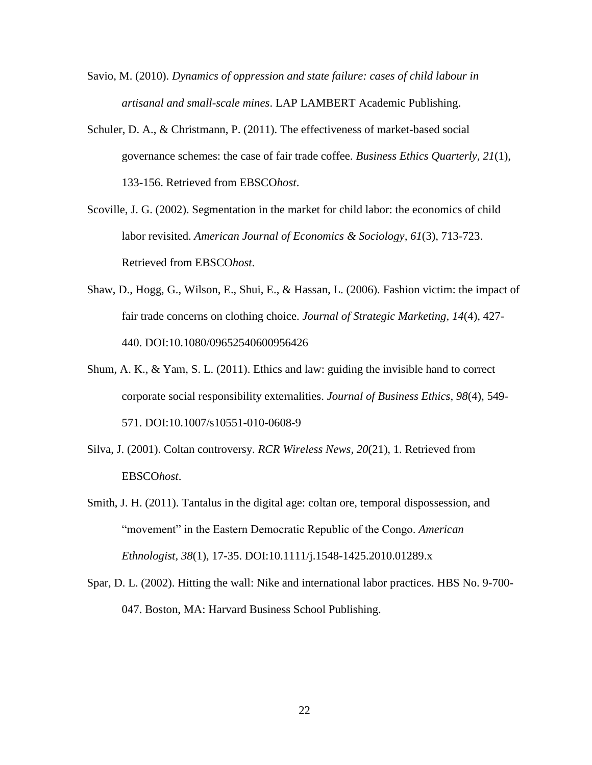Savio, M. (2010). *Dynamics of oppression and state failure: cases of child labour in artisanal and small-scale mines*. LAP LAMBERT Academic Publishing.

Schuler, D. A., & Christmann, P. (2011). The effectiveness of market-based social governance schemes: the case of fair trade coffee. *Business Ethics Quarterly*, *21*(1), 133-156. Retrieved from EBSCO*host*.

Scoville, J. G. (2002). Segmentation in the market for child labor: the economics of child labor revisited. *American Journal of Economics & Sociology, 61*(3), 713-723. Retrieved from EBSCO*host.*

Shaw, D., Hogg, G., Wilson, E., Shui, E., & Hassan, L. (2006). Fashion victim: the impact of fair trade concerns on clothing choice. *Journal of Strategic Marketing, 14*(4), 427-440. DOI:10.1080/09652540600956426

Shum, A. K., & Yam, S. L. (2011). Ethics and law: guiding the invisible hand to correct corporate social responsibility externalities. *Journal of Business Ethics, 98*(4), 549-571. DOI:10.1007/s10551-010-0608-9

Silva, J. (2001). Coltan controversy. *RCR Wireless News, 20*(21), 1. Retrieved from EBSCO*host*.

Smith, J. H. (2011). Tantalus in the digital age: coltan ore, temporal dispossession, and "movement" in the Eastern Democratic Republic of the Congo. *American Ethnologist, 38*(1), 17-35. DOI:10.1111/j.1548-1425.2010.01289.x

Spar, D. L. (2002). Hitting the wall: Nike and international labor practices. HBS No. 9-700-047. Boston, MA: Harvard Business School Publishing.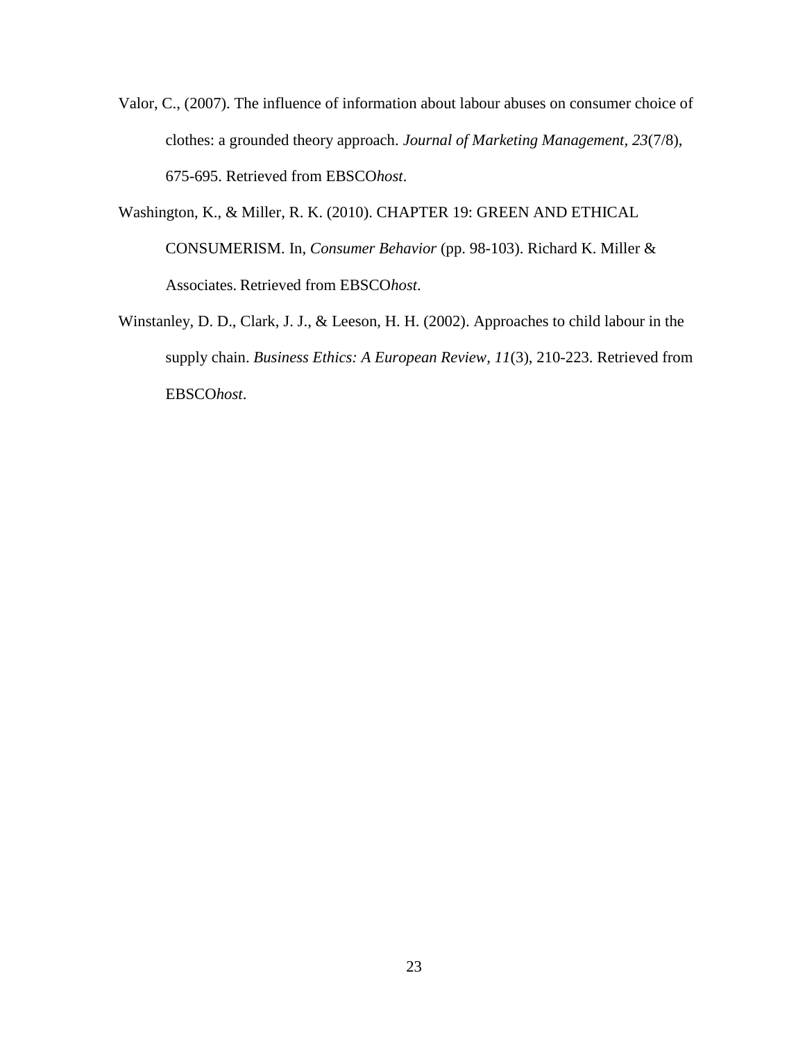Valor, C., (2007). The influence of information about labour abuses on consumer choice of clothes: a grounded theory approach. *Journal of Marketing Management, 23*(7/8), 675-695. Retrieved from EBSCO*host*.

Washington, K., & Miller, R. K. (2010). CHAPTER 19: GREEN AND ETHICAL CONSUMERISM. In, *Consumer Behavior* (pp. 98-103). Richard K. Miller & Associates. Retrieved from EBSCO*host.*

Winstanley, D. D., Clark, J. J., & Leeson, H. H. (2002). Approaches to child labour in the supply chain. *Business Ethics: A European Review, 11*(3), 210-223. Retrieved from EBSCO*host*.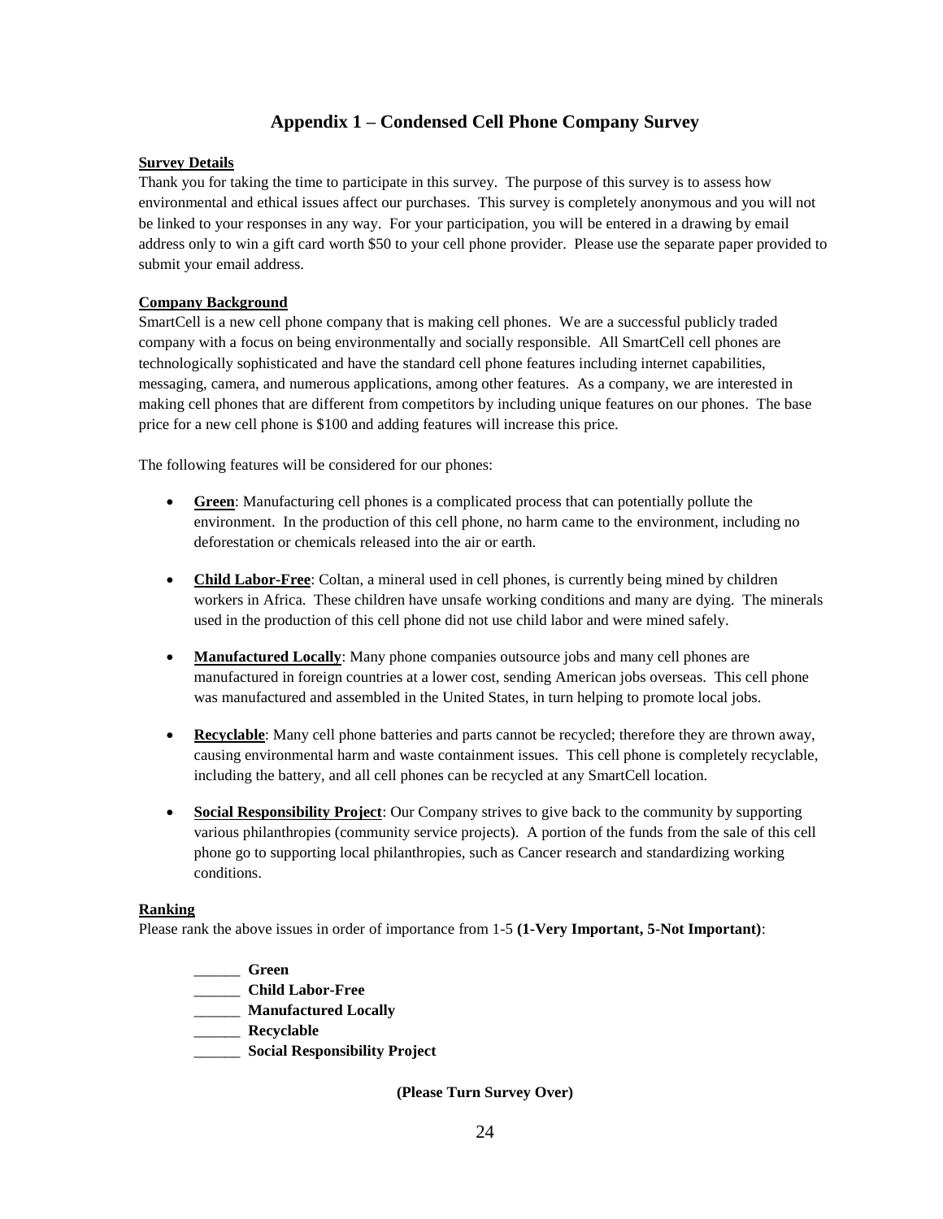## Appendix 1 – Condensed Cell Phone Company Survey

**Survey Details**

Thank you for taking the time to participate in this survey. The purpose of this survey is to assess how environmental and ethical issues affect our purchases. This survey is completely anonymous and you will not be linked to your responses in any way. For your participation, you will be entered in a drawing by email address only to win a gift card worth $50 to your cell phone provider. Please use the separate paper provided to submit your email address.

**Company Background**

SmartCell is a new cell phone company that is making cell phones. We are a successful publicly traded company with a focus on being environmentally and socially responsible. All SmartCell cell phones are technologically sophisticated and have the standard cell phone features including internet capabilities, messaging, camera, and numerous applications, among other features. As a company, we are interested in making cell phones that are different from competitors by including unique features on our phones. The base price for a new cell phone is $100 and adding features will increase this price.

The following features will be considered for our phones:

- **Green**: Manufacturing cell phones is a complicated process that can potentially pollute the environment. In the production of this cell phone, no harm came to the environment, including no deforestation or chemicals released into the air or earth.
- **Child Labor-Free**: Coltan, a mineral used in cell phones, is currently being mined by children workers in Africa. These children have unsafe working conditions and many are dying. The minerals used in the production of this cell phone did not use child labor and were mined safely.
- **Manufactured Locally**: Many phone companies outsource jobs and many cell phones are manufactured in foreign countries at a lower cost, sending American jobs overseas. This cell phone was manufactured and assembled in the United States, in turn helping to promote local jobs.
- **Recyclable**: Many cell phone batteries and parts cannot be recycled; therefore they are thrown away, causing environmental harm and waste containment issues. This cell phone is completely recyclable, including the battery, and all cell phones can be recycled at any SmartCell location.
- **Social Responsibility Project**: Our Company strives to give back to the community by supporting various philanthropies (community service projects). A portion of the funds from the sale of this cell phone go to supporting local philanthropies, such as Cancer research and standardizing working conditions.

**Ranking**

Please rank the above issues in order of importance from 1-5 **(1-Very Important, 5-Not Important)**:

______ **Green**
______ **Child Labor-Free**
______ **Manufactured Locally**
______ **Recyclable**
______ **Social Responsibility Project**

**(Please Turn Survey Over)**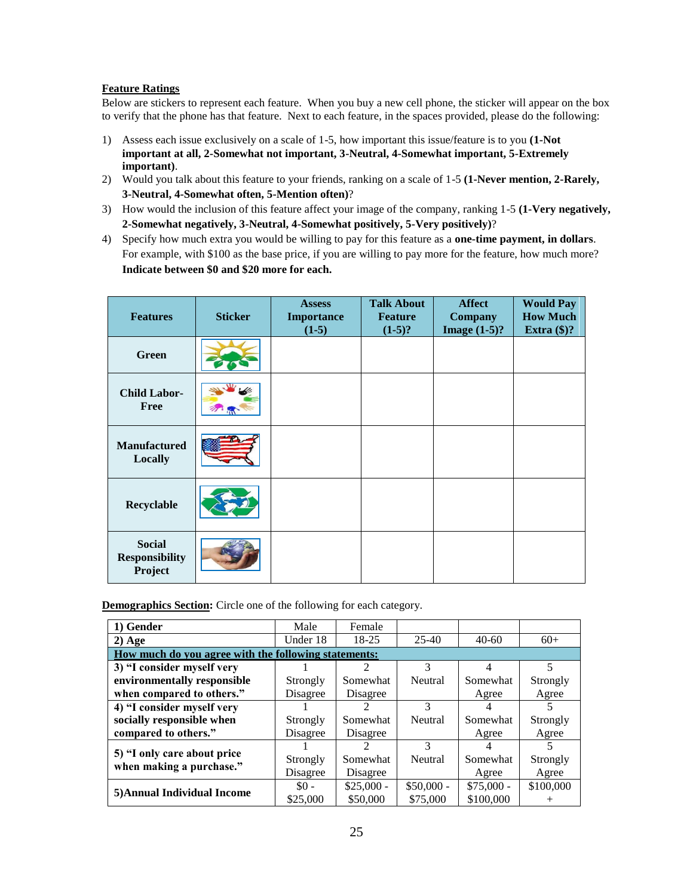**<u>Feature Ratings</u>**

Below are stickers to represent each feature. When you buy a new cell phone, the sticker will appear on the box to verify that the phone has that feature. Next to each feature, in the spaces provided, please do the following:

1) Assess each issue exclusively on a scale of 1-5, how important this issue/feature is to you **(1-Not important at all, 2-Somewhat not important, 3-Neutral, 4-Somewhat important, 5-Extremely important)**.
2) Would you talk about this feature to your friends, ranking on a scale of 1-5 **(1-Never mention, 2-Rarely, 3-Neutral, 4-Somewhat often, 5-Mention often)**?
3) How would the inclusion of this feature affect your image of the company, ranking 1-5 **(1-Very negatively, 2-Somewhat negatively, 3-Neutral, 4-Somewhat positively, 5-Very positively)**?
4) Specify how much extra you would be willing to pay for this feature as a **one-time payment, in dollars**. For example, with $100 as the base price, if you are willing to pay more for the feature, how much more? **Indicate between $0 and $20 more for each.**

| Features | Sticker | Assess Importance (1-5) | Talk About Feature (1-5)? | Affect Company Image (1-5)? | Would Pay How Much Extra ($)? |
|---|---|---|---|---|---|
| Green | | | | | |
| Child Labor-Free | | | | | |
| Manufactured Locally | | | | | |
| Recyclable | | | | | |
| Social Responsibility Project | | | | | |

**<u>Demographics Section</u>:** Circle one of the following for each category.

| 1) Gender | Male | Female | | | |
|---|---|---|---|---|---|
| **2) Age** | Under 18 | 18-25 | 25-40 | 40-60 | 60+ |
| **<u>How much do you agree with the following statements:</u>** | | | | | |
| **3) "I consider myself very environmentally responsible when compared to others."** | 1 Strongly Disagree | 2 Somewhat Disagree | 3 Neutral | 4 Somewhat Agree | 5 Strongly Agree |
| **4) "I consider myself very socially responsible when compared to others."** | 1 Strongly Disagree | 2 Somewhat Disagree | 3 Neutral | 4 Somewhat Agree | 5 Strongly Agree |
| **5) "I only care about price when making a purchase."** | 1 Strongly Disagree | 2 Somewhat Disagree | 3 Neutral | 4 Somewhat Agree | 5 Strongly Agree |
| **5)Annual Individual Income** | $0 - $25,000 | $25,000 - $50,000 | $50,000 - $75,000 | $75,000 - $100,000 | $100,000 + |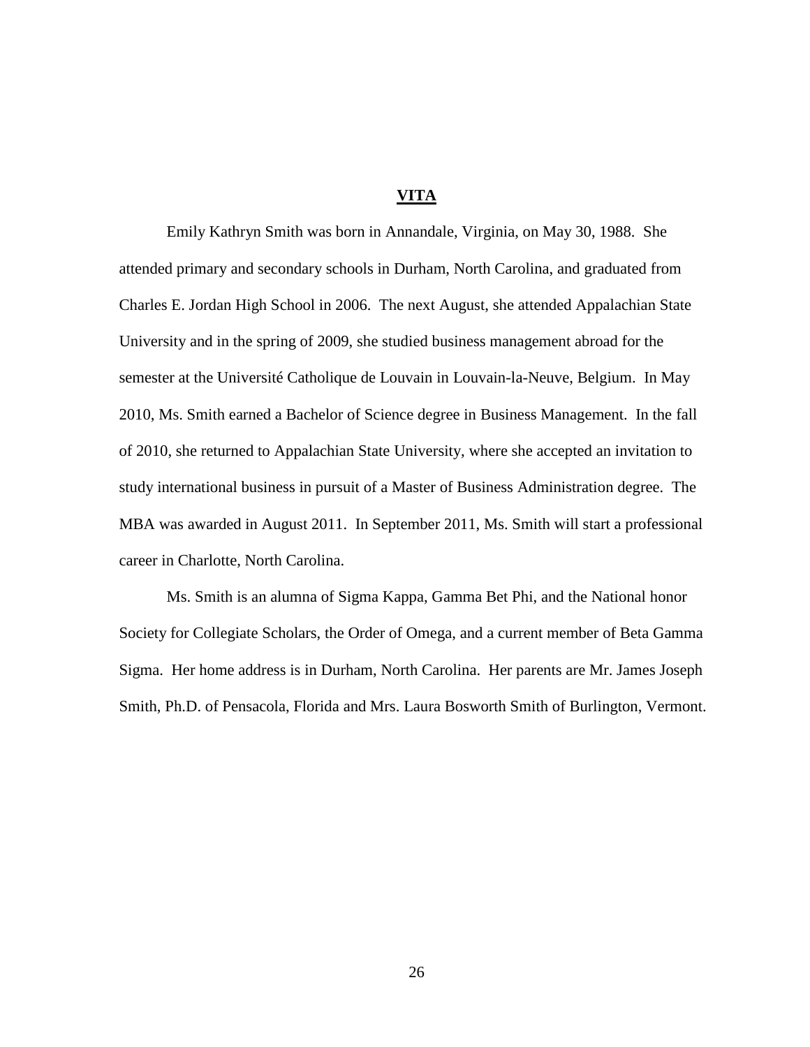## VITA

Emily Kathryn Smith was born in Annandale, Virginia, on May 30, 1988. She attended primary and secondary schools in Durham, North Carolina, and graduated from Charles E. Jordan High School in 2006. The next August, she attended Appalachian State University and in the spring of 2009, she studied business management abroad for the semester at the Université Catholique de Louvain in Louvain-la-Neuve, Belgium. In May 2010, Ms. Smith earned a Bachelor of Science degree in Business Management. In the fall of 2010, she returned to Appalachian State University, where she accepted an invitation to study international business in pursuit of a Master of Business Administration degree. The MBA was awarded in August 2011. In September 2011, Ms. Smith will start a professional career in Charlotte, North Carolina.

Ms. Smith is an alumna of Sigma Kappa, Gamma Bet Phi, and the National honor Society for Collegiate Scholars, the Order of Omega, and a current member of Beta Gamma Sigma. Her home address is in Durham, North Carolina. Her parents are Mr. James Joseph Smith, Ph.D. of Pensacola, Florida and Mrs. Laura Bosworth Smith of Burlington, Vermont.